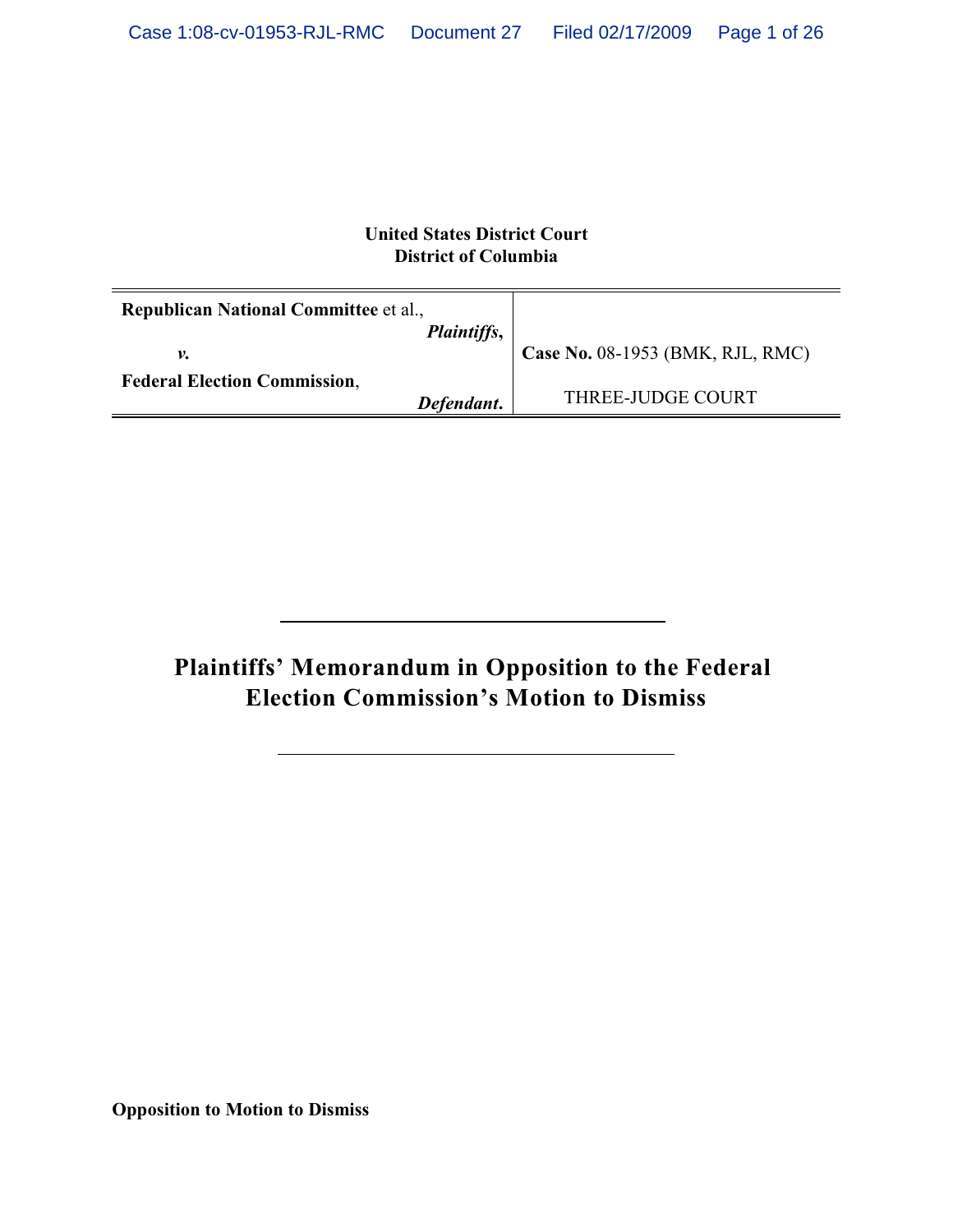**United States District Court**
**District of Columbia**

| | |
|---|---|
| **Republican National Committee** et al., *Plaintiffs*, | **Case No.** 08-1953 (BMK, RJL, RMC) |
| *v.* | |
| **Federal Election Commission**, *Defendant*. | THREE-JUDGE COURT |

---

# Plaintiffs' Memorandum in Opposition to the Federal Election Commission's Motion to Dismiss

---

**Opposition to Motion to Dismiss**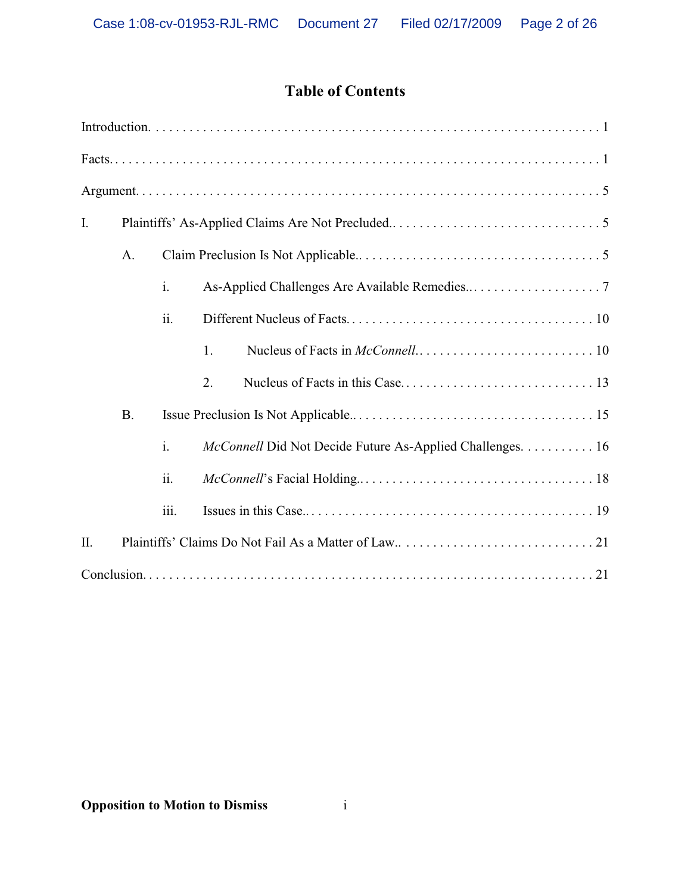# Table of Contents

Introduction. . . . . . . . . . . . . . . . . . . . . . . . . . . . . . . . . . . . . . . . . . . . . . . . . . . . . . . . . . . . . . . . . . 1

Facts. . . . . . . . . . . . . . . . . . . . . . . . . . . . . . . . . . . . . . . . . . . . . . . . . . . . . . . . . . . . . . . . . . . . . 1

Argument. . . . . . . . . . . . . . . . . . . . . . . . . . . . . . . . . . . . . . . . . . . . . . . . . . . . . . . . . . . . . . . . . 5

I. Plaintiffs' As-Applied Claims Are Not Precluded.. . . . . . . . . . . . . . . . . . . . . . . . . . . . . . . 5

A. Claim Preclusion Is Not Applicable.. . . . . . . . . . . . . . . . . . . . . . . . . . . . . . . . . . . . 5

i. As-Applied Challenges Are Available Remedies.. . . . . . . . . . . . . . . . . . . . . 7

ii. Different Nucleus of Facts. . . . . . . . . . . . . . . . . . . . . . . . . . . . . . . . . . . . . 10

1. Nucleus of Facts in *McConnell*.. . . . . . . . . . . . . . . . . . . . . . . . . . . 10

2. Nucleus of Facts in this Case.. . . . . . . . . . . . . . . . . . . . . . . . . . . . . 13

B. Issue Preclusion Is Not Applicable.. . . . . . . . . . . . . . . . . . . . . . . . . . . . . . . . . . . . 15

i. *McConnell* Did Not Decide Future As-Applied Challenges. . . . . . . . . . . . 16

ii. *McConnell*'s Facial Holding.. . . . . . . . . . . . . . . . . . . . . . . . . . . . . . . . . . . 18

iii. Issues in this Case.. . . . . . . . . . . . . . . . . . . . . . . . . . . . . . . . . . . . . . . . . . 19

II. Plaintiffs' Claims Do Not Fail As a Matter of Law.. . . . . . . . . . . . . . . . . . . . . . . . . . . . . 21

Conclusion. . . . . . . . . . . . . . . . . . . . . . . . . . . . . . . . . . . . . . . . . . . . . . . . . . . . . . . . . . . . . . . . 21

**Opposition to Motion to Dismiss**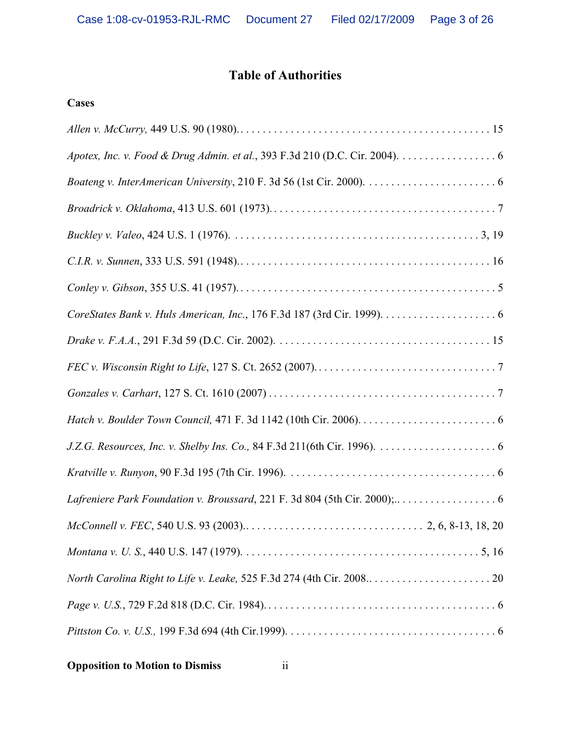# Table of Authorities

## Cases

*Allen v. McCurry,* 449 U.S. 90 (1980). . . . . . . . . . . . . . . . . . . . . . . . . . . . . . . . . . . . . . . . . . . . . 15

*Apotex, Inc. v. Food & Drug Admin. et al.*, 393 F.3d 210 (D.C. Cir. 2004). . . . . . . . . . . . . . . . . . 6

*Boateng v. InterAmerican University*, 210 F. 3d 56 (1st Cir. 2000). . . . . . . . . . . . . . . . . . . . . . . . 6

*Broadrick v. Oklahoma*, 413 U.S. 601 (1973). . . . . . . . . . . . . . . . . . . . . . . . . . . . . . . . . . . . . . . . . 7

*Buckley v. Valeo*, 424 U.S. 1 (1976). . . . . . . . . . . . . . . . . . . . . . . . . . . . . . . . . . . . . . . . . . . . . 3, 19

*C.I.R. v. Sunnen*, 333 U.S. 591 (1948). . . . . . . . . . . . . . . . . . . . . . . . . . . . . . . . . . . . . . . . . . . . . 16

*Conley v. Gibson*, 355 U.S. 41 (1957). . . . . . . . . . . . . . . . . . . . . . . . . . . . . . . . . . . . . . . . . . . . . . . 5

*CoreStates Bank v. Huls American, Inc.*, 176 F.3d 187 (3rd Cir. 1999). . . . . . . . . . . . . . . . . . . . . 6

*Drake v. F.A.A.*, 291 F.3d 59 (D.C. Cir. 2002). . . . . . . . . . . . . . . . . . . . . . . . . . . . . . . . . . . . . . . 15

*FEC v. Wisconsin Right to Life*, 127 S. Ct. 2652 (2007). . . . . . . . . . . . . . . . . . . . . . . . . . . . . . . . . 7

*Gonzales v. Carhart*, 127 S. Ct. 1610 (2007) . . . . . . . . . . . . . . . . . . . . . . . . . . . . . . . . . . . . . . . . . 7

*Hatch v. Boulder Town Council,* 471 F. 3d 1142 (10th Cir. 2006). . . . . . . . . . . . . . . . . . . . . . . . . 6

*J.Z.G. Resources, Inc. v. Shelby Ins. Co.,* 84 F.3d 211(6th Cir. 1996). . . . . . . . . . . . . . . . . . . . . . 6

*Kratville v. Runyon*, 90 F.3d 195 (7th Cir. 1996). . . . . . . . . . . . . . . . . . . . . . . . . . . . . . . . . . . . . . 6

*Lafreniere Park Foundation v. Broussard*, 221 F. 3d 804 (5th Cir. 2000);. . . . . . . . . . . . . . . . . . . 6

*McConnell v. FEC*, 540 U.S. 93 (2003). . . . . . . . . . . . . . . . . . . . . . . . . . . . . . . . 2, 6, 8-13, 18, 20

*Montana v. U. S.*, 440 U.S. 147 (1979). . . . . . . . . . . . . . . . . . . . . . . . . . . . . . . . . . . . . . . . . . . . 5, 16

*North Carolina Right to Life v. Leake,* 525 F.3d 274 (4th Cir. 2008. . . . . . . . . . . . . . . . . . . . . . . 20

*Page v. U.S.*, 729 F.2d 818 (D.C. Cir. 1984). . . . . . . . . . . . . . . . . . . . . . . . . . . . . . . . . . . . . . . . . . 6

*Pittston Co. v. U.S.,* 199 F.3d 694 (4th Cir.1999). . . . . . . . . . . . . . . . . . . . . . . . . . . . . . . . . . . . . . 6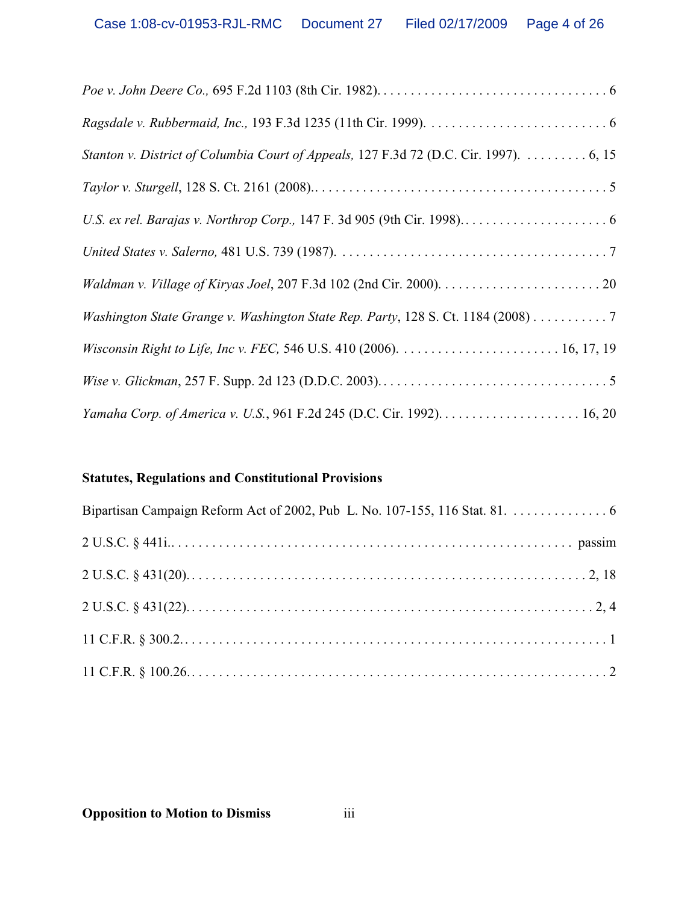*Poe v. John Deere Co.,* 695 F.2d 1103 (8th Cir. 1982). . . . . . . . . . . . . . . . . . . . . . . . . . . . . . . . . . . 6

*Ragsdale v. Rubbermaid, Inc.,* 193 F.3d 1235 (11th Cir. 1999). . . . . . . . . . . . . . . . . . . . . . . . . . . . 6

*Stanton v. District of Columbia Court of Appeals,* 127 F.3d 72 (D.C. Cir. 1997). . . . . . . . . . 6, 15

*Taylor v. Sturgell*, 128 S. Ct. 2161 (2008).. . . . . . . . . . . . . . . . . . . . . . . . . . . . . . . . . . . . . . . . . . 5

*U.S. ex rel. Barajas v. Northrop Corp.,* 147 F. 3d 905 (9th Cir. 1998). . . . . . . . . . . . . . . . . . . . . . 6

*United States v. Salerno,* 481 U.S. 739 (1987). . . . . . . . . . . . . . . . . . . . . . . . . . . . . . . . . . . . . . . . 7

*Waldman v. Village of Kiryas Joel*, 207 F.3d 102 (2nd Cir. 2000). . . . . . . . . . . . . . . . . . . . . . . . . 20

*Washington State Grange v. Washington State Rep. Party*, 128 S. Ct. 1184 (2008) . . . . . . . . . . . 7

*Wisconsin Right to Life, Inc v. FEC,* 546 U.S. 410 (2006). . . . . . . . . . . . . . . . . . . . . . . . . 16, 17, 19

*Wise v. Glickman*, 257 F. Supp. 2d 123 (D.D.C. 2003). . . . . . . . . . . . . . . . . . . . . . . . . . . . . . . . . . 5

*Yamaha Corp. of America v. U.S.*, 961 F.2d 245 (D.C. Cir. 1992). . . . . . . . . . . . . . . . . . . . . 16, 20

**Statutes, Regulations and Constitutional Provisions**

Bipartisan Campaign Reform Act of 2002, Pub L. No. 107-155, 116 Stat. 81. . . . . . . . . . . . . . . 6

2 U.S.C. § 441i.. . . . . . . . . . . . . . . . . . . . . . . . . . . . . . . . . . . . . . . . . . . . . . . . . . . . . . . passim

2 U.S.C. § 431(20). . . . . . . . . . . . . . . . . . . . . . . . . . . . . . . . . . . . . . . . . . . . . . . . . . . . . . . 2, 18

2 U.S.C. § 431(22). . . . . . . . . . . . . . . . . . . . . . . . . . . . . . . . . . . . . . . . . . . . . . . . . . . . . . . . 2, 4

11 C.F.R. § 300.2. . . . . . . . . . . . . . . . . . . . . . . . . . . . . . . . . . . . . . . . . . . . . . . . . . . . . . . . . . 1

11 C.F.R. § 100.26. . . . . . . . . . . . . . . . . . . . . . . . . . . . . . . . . . . . . . . . . . . . . . . . . . . . . . . . . 2

**Opposition to Motion to Dismiss**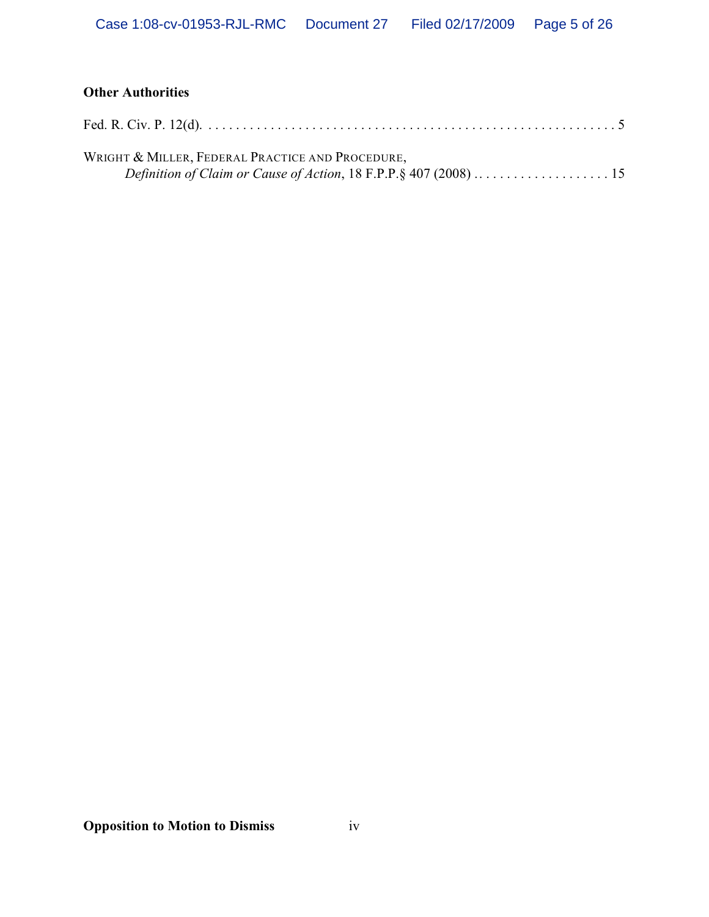**Other Authorities**

Fed. R. Civ. P. 12(d). . . . . . . . . . . . . . . . . . . . . . . . . . . . . . . . . . . . . . . . . . . . . . . . . . . . . . . . . . . . 5

WRIGHT & MILLER, FEDERAL PRACTICE AND PROCEDURE,
*Definition of Claim or Cause of Action*, 18 F.P.P.§ 407 (2008) . . . . . . . . . . . . . . . . . . . . . 15

**Opposition to Motion to Dismiss**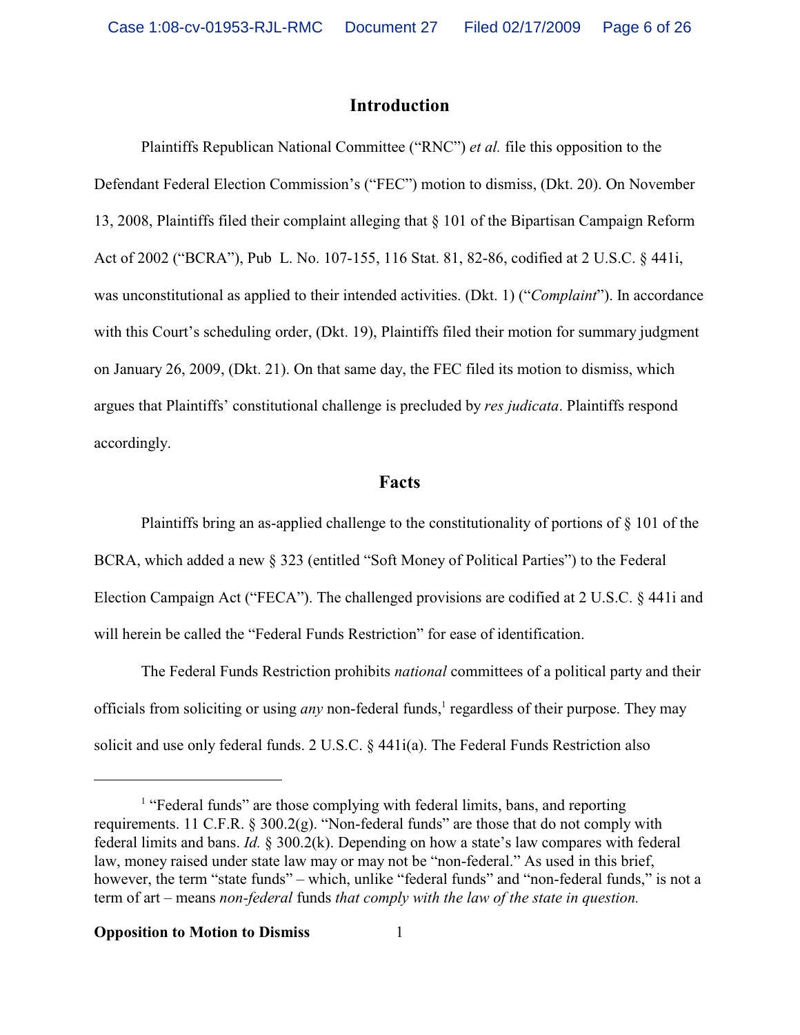## Introduction

Plaintiffs Republican National Committee ("RNC") *et al.* file this opposition to the Defendant Federal Election Commission's ("FEC") motion to dismiss, (Dkt. 20). On November 13, 2008, Plaintiffs filed their complaint alleging that § 101 of the Bipartisan Campaign Reform Act of 2002 ("BCRA"), Pub L. No. 107-155, 116 Stat. 81, 82-86, codified at 2 U.S.C. § 441i, was unconstitutional as applied to their intended activities. (Dkt. 1) ("*Complaint*"). In accordance with this Court's scheduling order, (Dkt. 19), Plaintiffs filed their motion for summary judgment on January 26, 2009, (Dkt. 21). On that same day, the FEC filed its motion to dismiss, which argues that Plaintiffs' constitutional challenge is precluded by *res judicata*. Plaintiffs respond accordingly.

## Facts

Plaintiffs bring an as-applied challenge to the constitutionality of portions of § 101 of the BCRA, which added a new § 323 (entitled "Soft Money of Political Parties") to the Federal Election Campaign Act ("FECA"). The challenged provisions are codified at 2 U.S.C. § 441i and will herein be called the "Federal Funds Restriction" for ease of identification.

The Federal Funds Restriction prohibits *national* committees of a political party and their officials from soliciting or using *any* non-federal funds,[1] regardless of their purpose. They may solicit and use only federal funds. 2 U.S.C. § 441i(a). The Federal Funds Restriction also

[1] "Federal funds" are those complying with federal limits, bans, and reporting requirements. 11 C.F.R. § 300.2(g). "Non-federal funds" are those that do not comply with federal limits and bans. *Id.* § 300.2(k). Depending on how a state's law compares with federal law, money raised under state law may or may not be "non-federal." As used in this brief, however, the term "state funds" – which, unlike "federal funds" and "non-federal funds," is not a term of art – means *non-federal* funds *that comply with the law of the state in question.*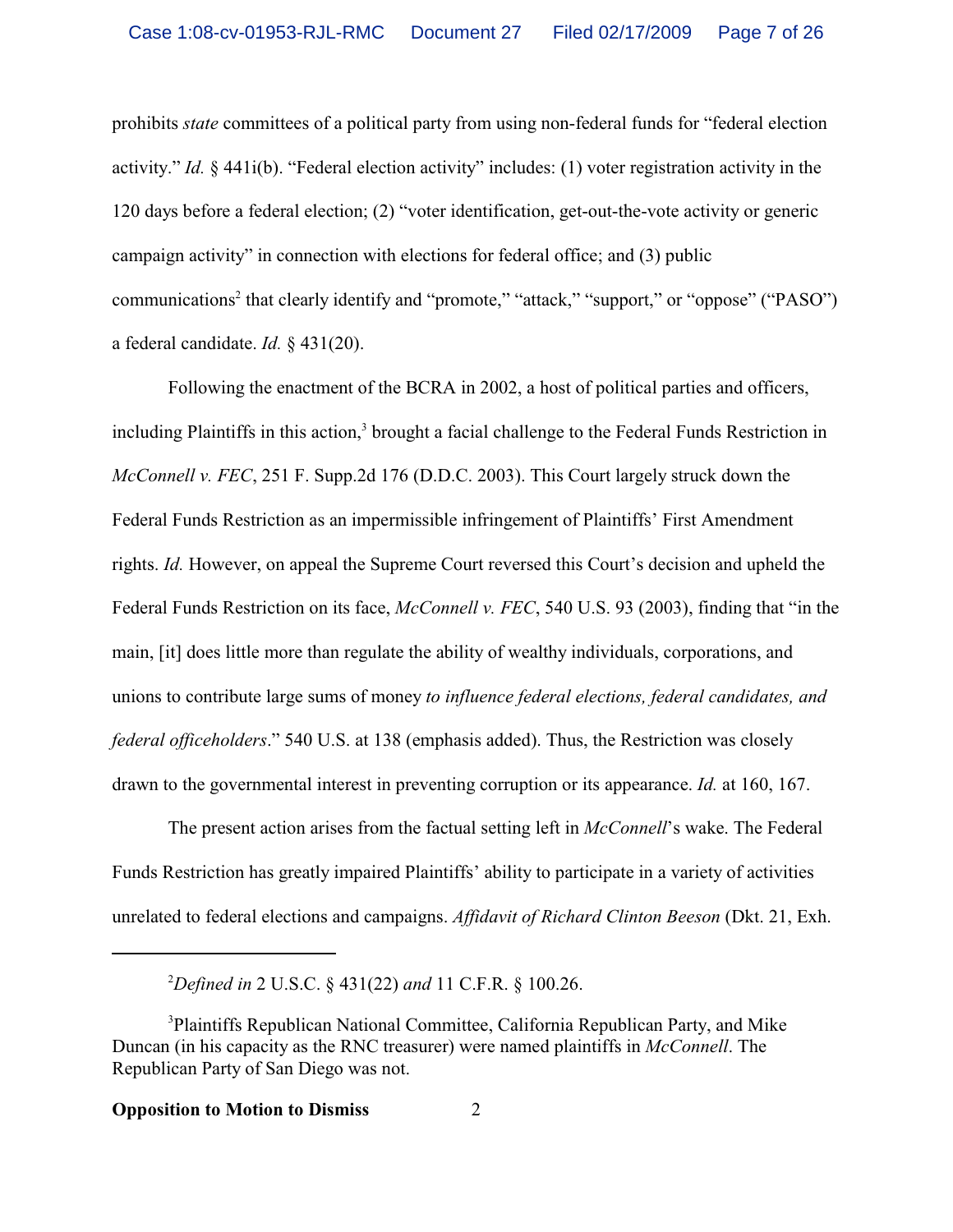prohibits *state* committees of a political party from using non-federal funds for "federal election activity." *Id.* § 441i(b). "Federal election activity" includes: (1) voter registration activity in the 120 days before a federal election; (2) "voter identification, get-out-the-vote activity or generic campaign activity" in connection with elections for federal office; and (3) public communications[2] that clearly identify and "promote," "attack," "support," or "oppose" ("PASO") a federal candidate. *Id.* § 431(20).

Following the enactment of the BCRA in 2002, a host of political parties and officers, including Plaintiffs in this action,[3] brought a facial challenge to the Federal Funds Restriction in *McConnell v. FEC*, 251 F. Supp.2d 176 (D.D.C. 2003). This Court largely struck down the Federal Funds Restriction as an impermissible infringement of Plaintiffs' First Amendment rights. *Id.* However, on appeal the Supreme Court reversed this Court's decision and upheld the Federal Funds Restriction on its face, *McConnell v. FEC*, 540 U.S. 93 (2003), finding that "in the main, [it] does little more than regulate the ability of wealthy individuals, corporations, and unions to contribute large sums of money *to influence federal elections, federal candidates, and federal officeholders*." 540 U.S. at 138 (emphasis added). Thus, the Restriction was closely drawn to the governmental interest in preventing corruption or its appearance. *Id.* at 160, 167.

The present action arises from the factual setting left in *McConnell*'s wake. The Federal Funds Restriction has greatly impaired Plaintiffs' ability to participate in a variety of activities unrelated to federal elections and campaigns. *Affidavit of Richard Clinton Beeson* (Dkt. 21, Exh.

---

[2] *Defined in* 2 U.S.C. § 431(22) *and* 11 C.F.R. § 100.26.

[3] Plaintiffs Republican National Committee, California Republican Party, and Mike Duncan (in his capacity as the RNC treasurer) were named plaintiffs in *McConnell*. The Republican Party of San Diego was not.

**Opposition to Motion to Dismiss**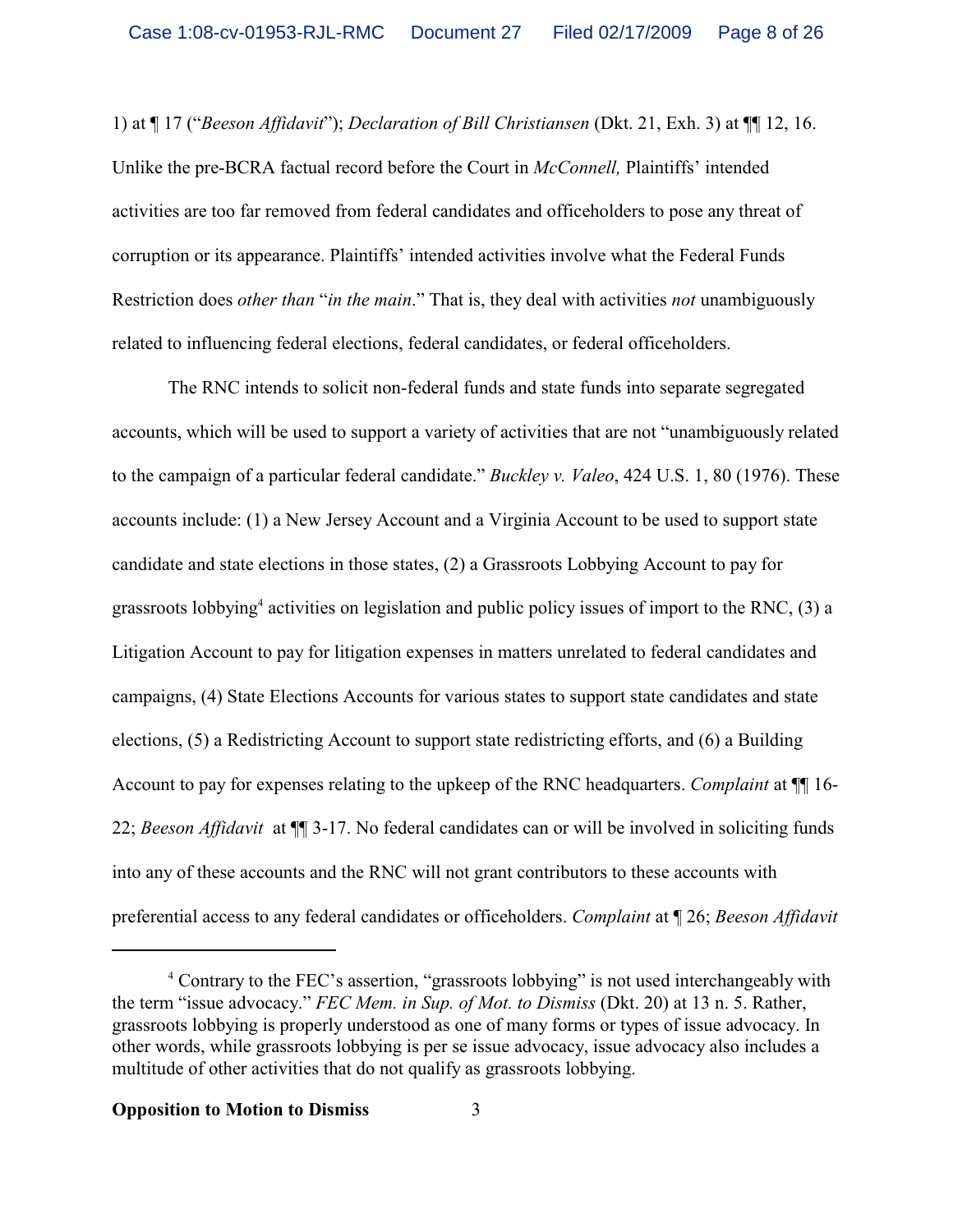1) at ¶ 17 ("*Beeson Affidavit*"); *Declaration of Bill Christiansen* (Dkt. 21, Exh. 3) at ¶¶ 12, 16. Unlike the pre-BCRA factual record before the Court in *McConnell,* Plaintiffs' intended activities are too far removed from federal candidates and officeholders to pose any threat of corruption or its appearance. Plaintiffs' intended activities involve what the Federal Funds Restriction does *other than* "*in the main*." That is, they deal with activities *not* unambiguously related to influencing federal elections, federal candidates, or federal officeholders.

The RNC intends to solicit non-federal funds and state funds into separate segregated accounts, which will be used to support a variety of activities that are not "unambiguously related to the campaign of a particular federal candidate." *Buckley v. Valeo*, 424 U.S. 1, 80 (1976). These accounts include: (1) a New Jersey Account and a Virginia Account to be used to support state candidate and state elections in those states, (2) a Grassroots Lobbying Account to pay for grassroots lobbying[4] activities on legislation and public policy issues of import to the RNC, (3) a Litigation Account to pay for litigation expenses in matters unrelated to federal candidates and campaigns, (4) State Elections Accounts for various states to support state candidates and state elections, (5) a Redistricting Account to support state redistricting efforts, and (6) a Building Account to pay for expenses relating to the upkeep of the RNC headquarters. *Complaint* at ¶¶ 16-22; *Beeson Affidavit* at ¶¶ 3-17. No federal candidates can or will be involved in soliciting funds into any of these accounts and the RNC will not grant contributors to these accounts with preferential access to any federal candidates or officeholders. *Complaint* at ¶ 26; *Beeson Affidavit*

---

[4] Contrary to the FEC's assertion, "grassroots lobbying" is not used interchangeably with the term "issue advocacy." *FEC Mem. in Sup. of Mot. to Dismiss* (Dkt. 20) at 13 n. 5. Rather, grassroots lobbying is properly understood as one of many forms or types of issue advocacy. In other words, while grassroots lobbying is per se issue advocacy, issue advocacy also includes a multitude of other activities that do not qualify as grassroots lobbying.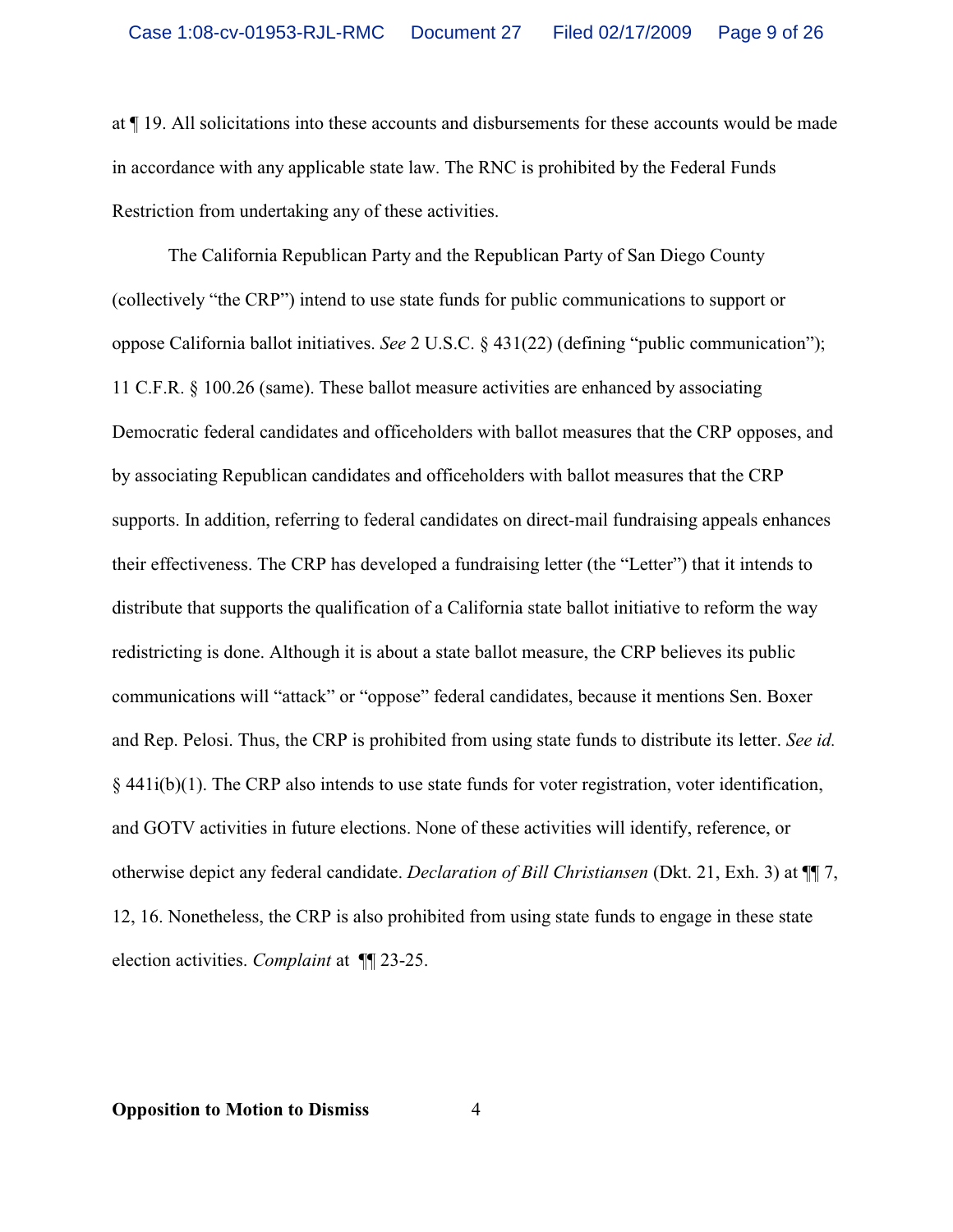at ¶ 19. All solicitations into these accounts and disbursements for these accounts would be made in accordance with any applicable state law. The RNC is prohibited by the Federal Funds Restriction from undertaking any of these activities.

The California Republican Party and the Republican Party of San Diego County (collectively "the CRP") intend to use state funds for public communications to support or oppose California ballot initiatives. *See* 2 U.S.C. § 431(22) (defining "public communication"); 11 C.F.R. § 100.26 (same). These ballot measure activities are enhanced by associating Democratic federal candidates and officeholders with ballot measures that the CRP opposes, and by associating Republican candidates and officeholders with ballot measures that the CRP supports. In addition, referring to federal candidates on direct-mail fundraising appeals enhances their effectiveness. The CRP has developed a fundraising letter (the "Letter") that it intends to distribute that supports the qualification of a California state ballot initiative to reform the way redistricting is done. Although it is about a state ballot measure, the CRP believes its public communications will "attack" or "oppose" federal candidates, because it mentions Sen. Boxer and Rep. Pelosi. Thus, the CRP is prohibited from using state funds to distribute its letter. *See id.* § 441i(b)(1). The CRP also intends to use state funds for voter registration, voter identification, and GOTV activities in future elections. None of these activities will identify, reference, or otherwise depict any federal candidate. *Declaration of Bill Christiansen* (Dkt. 21, Exh. 3) at ¶¶ 7, 12, 16. Nonetheless, the CRP is also prohibited from using state funds to engage in these state election activities. *Complaint* at ¶¶ 23-25.

**Opposition to Motion to Dismiss**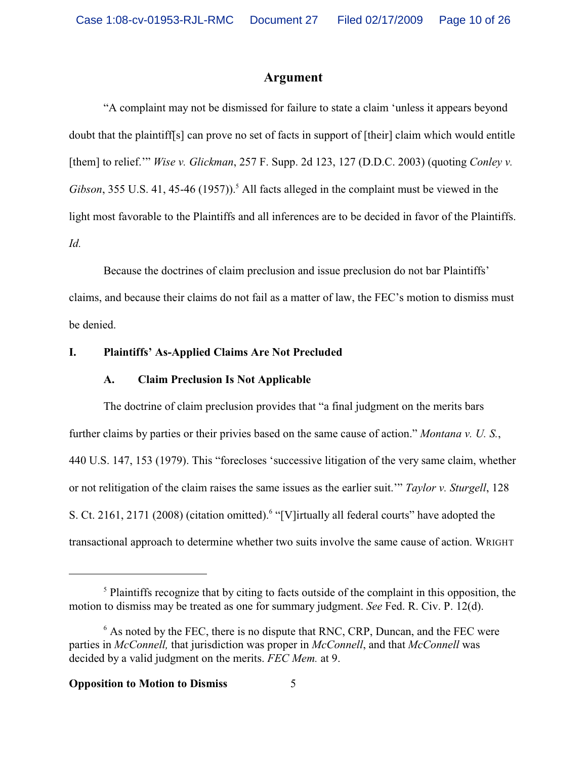## Argument

"A complaint may not be dismissed for failure to state a claim 'unless it appears beyond doubt that the plaintiff[s] can prove no set of facts in support of [their] claim which would entitle [them] to relief.'" *Wise v. Glickman*, 257 F. Supp. 2d 123, 127 (D.D.C. 2003) (quoting *Conley v. Gibson*, 355 U.S. 41, 45-46 (1957)).[5] All facts alleged in the complaint must be viewed in the light most favorable to the Plaintiffs and all inferences are to be decided in favor of the Plaintiffs. *Id.*

Because the doctrines of claim preclusion and issue preclusion do not bar Plaintiffs' claims, and because their claims do not fail as a matter of law, the FEC's motion to dismiss must be denied.

### I. Plaintiffs' As-Applied Claims Are Not Precluded

#### A. Claim Preclusion Is Not Applicable

The doctrine of claim preclusion provides that "a final judgment on the merits bars further claims by parties or their privies based on the same cause of action." *Montana v. U. S.*, 440 U.S. 147, 153 (1979). This "forecloses 'successive litigation of the very same claim, whether or not relitigation of the claim raises the same issues as the earlier suit.'" *Taylor v. Sturgell*, 128 S. Ct. 2161, 2171 (2008) (citation omitted).[6] "[V]irtually all federal courts" have adopted the transactional approach to determine whether two suits involve the same cause of action. WRIGHT

---

[5] Plaintiffs recognize that by citing to facts outside of the complaint in this opposition, the motion to dismiss may be treated as one for summary judgment. *See* Fed. R. Civ. P. 12(d).

[6] As noted by the FEC, there is no dispute that RNC, CRP, Duncan, and the FEC were parties in *McConnell,* that jurisdiction was proper in *McConnell*, and that *McConnell* was decided by a valid judgment on the merits. *FEC Mem.* at 9.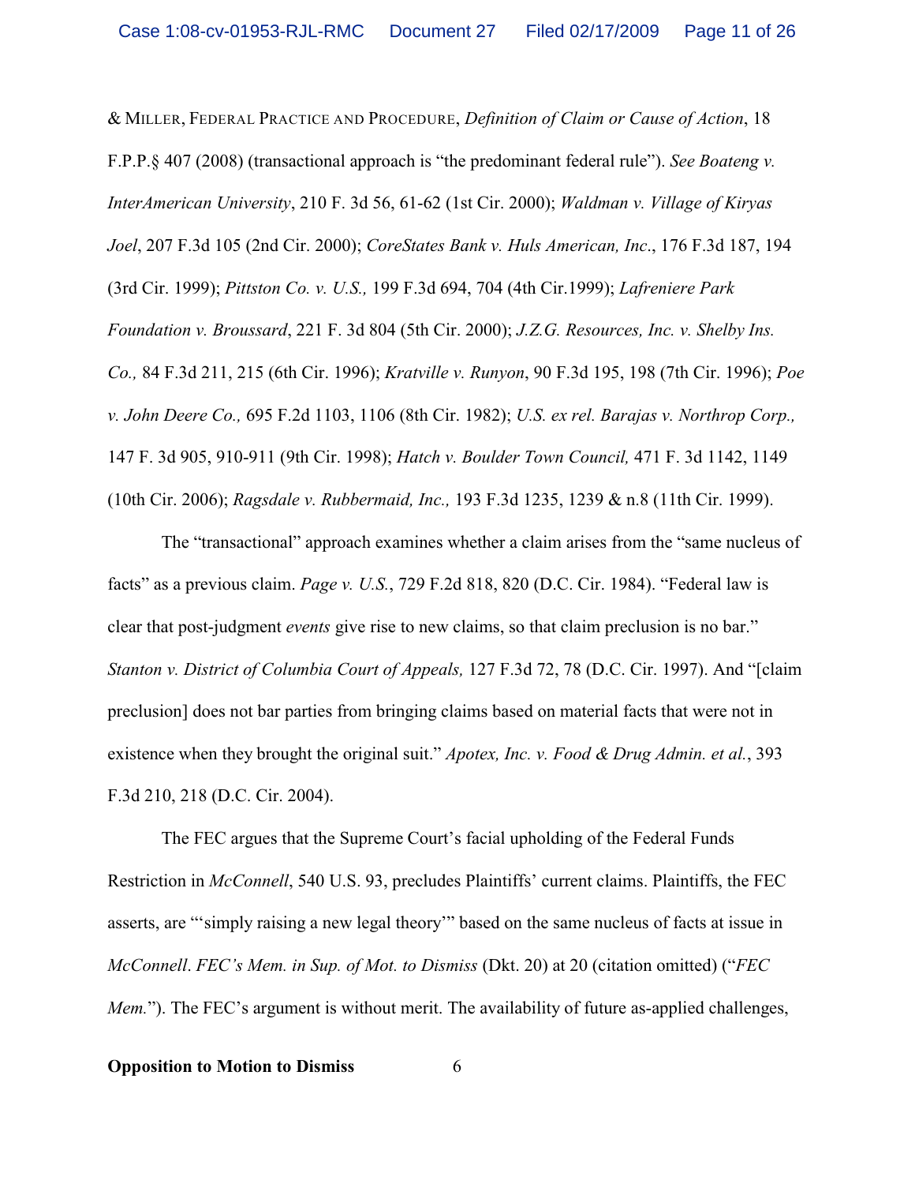& MILLER, FEDERAL PRACTICE AND PROCEDURE, *Definition of Claim or Cause of Action*, 18 F.P.P.§ 407 (2008) (transactional approach is "the predominant federal rule"). *See Boateng v. InterAmerican University*, 210 F. 3d 56, 61-62 (1st Cir. 2000); *Waldman v. Village of Kiryas Joel*, 207 F.3d 105 (2nd Cir. 2000); *CoreStates Bank v. Huls American, Inc*., 176 F.3d 187, 194 (3rd Cir. 1999); *Pittston Co. v. U.S.,* 199 F.3d 694, 704 (4th Cir.1999); *Lafreniere Park Foundation v. Broussard*, 221 F. 3d 804 (5th Cir. 2000); *J.Z.G. Resources, Inc. v. Shelby Ins. Co.,* 84 F.3d 211, 215 (6th Cir. 1996); *Kratville v. Runyon*, 90 F.3d 195, 198 (7th Cir. 1996); *Poe v. John Deere Co.,* 695 F.2d 1103, 1106 (8th Cir. 1982); *U.S. ex rel. Barajas v. Northrop Corp.,* 147 F. 3d 905, 910-911 (9th Cir. 1998); *Hatch v. Boulder Town Council,* 471 F. 3d 1142, 1149 (10th Cir. 2006); *Ragsdale v. Rubbermaid, Inc.,* 193 F.3d 1235, 1239 & n.8 (11th Cir. 1999).

The "transactional" approach examines whether a claim arises from the "same nucleus of facts" as a previous claim. *Page v. U.S.*, 729 F.2d 818, 820 (D.C. Cir. 1984). "Federal law is clear that post-judgment *events* give rise to new claims, so that claim preclusion is no bar." *Stanton v. District of Columbia Court of Appeals,* 127 F.3d 72, 78 (D.C. Cir. 1997). And "[claim preclusion] does not bar parties from bringing claims based on material facts that were not in existence when they brought the original suit." *Apotex, Inc. v. Food & Drug Admin. et al.*, 393 F.3d 210, 218 (D.C. Cir. 2004).

The FEC argues that the Supreme Court's facial upholding of the Federal Funds Restriction in *McConnell*, 540 U.S. 93, precludes Plaintiffs' current claims. Plaintiffs, the FEC asserts, are "'simply raising a new legal theory'" based on the same nucleus of facts at issue in *McConnell*. *FEC's Mem. in Sup. of Mot. to Dismiss* (Dkt. 20) at 20 (citation omitted) ("*FEC Mem.*"). The FEC's argument is without merit. The availability of future as-applied challenges,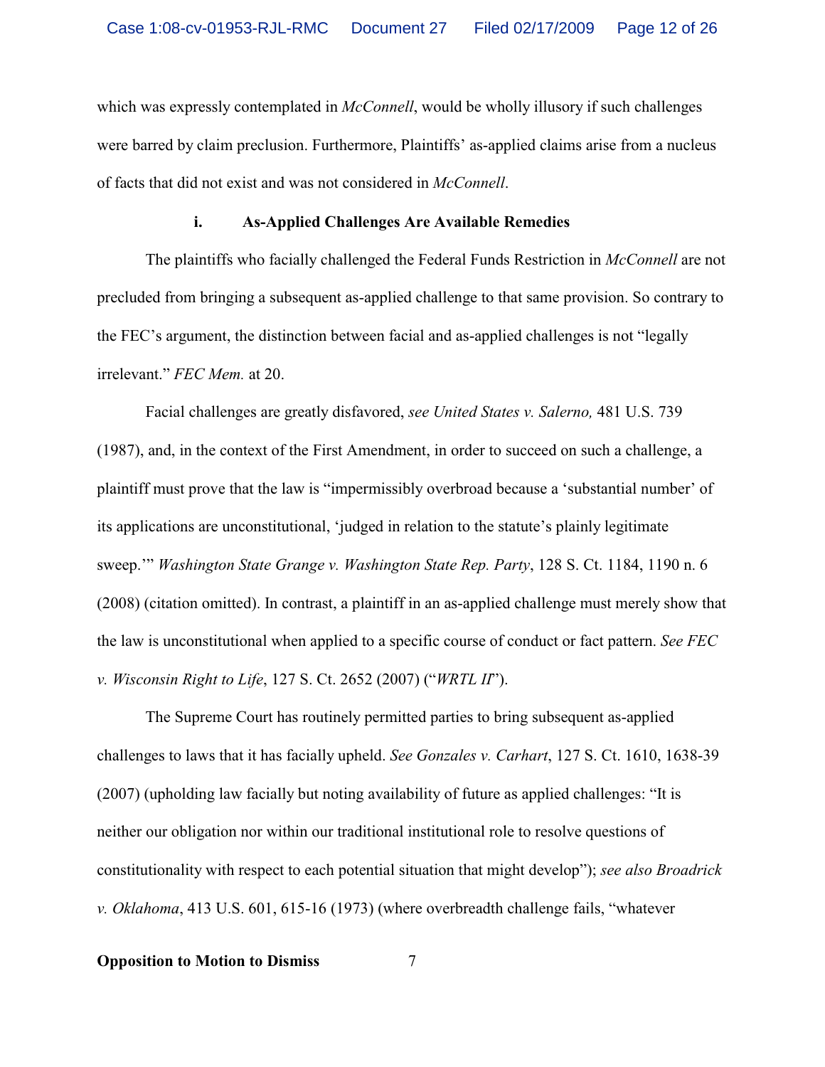which was expressly contemplated in *McConnell*, would be wholly illusory if such challenges were barred by claim preclusion. Furthermore, Plaintiffs' as-applied claims arise from a nucleus of facts that did not exist and was not considered in *McConnell*.

#### i. As-Applied Challenges Are Available Remedies

The plaintiffs who facially challenged the Federal Funds Restriction in *McConnell* are not precluded from bringing a subsequent as-applied challenge to that same provision. So contrary to the FEC's argument, the distinction between facial and as-applied challenges is not "legally irrelevant." *FEC Mem.* at 20.

Facial challenges are greatly disfavored, *see United States v. Salerno,* 481 U.S. 739 (1987), and, in the context of the First Amendment, in order to succeed on such a challenge, a plaintiff must prove that the law is "impermissibly overbroad because a 'substantial number' of its applications are unconstitutional, 'judged in relation to the statute's plainly legitimate sweep.'" *Washington State Grange v. Washington State Rep. Party*, 128 S. Ct. 1184, 1190 n. 6 (2008) (citation omitted). In contrast, a plaintiff in an as-applied challenge must merely show that the law is unconstitutional when applied to a specific course of conduct or fact pattern. *See FEC v. Wisconsin Right to Life*, 127 S. Ct. 2652 (2007) ("*WRTL II*").

The Supreme Court has routinely permitted parties to bring subsequent as-applied challenges to laws that it has facially upheld. *See Gonzales v. Carhart*, 127 S. Ct. 1610, 1638-39 (2007) (upholding law facially but noting availability of future as applied challenges: "It is neither our obligation nor within our traditional institutional role to resolve questions of constitutionality with respect to each potential situation that might develop"); *see also Broadrick v. Oklahoma*, 413 U.S. 601, 615-16 (1973) (where overbreadth challenge fails, "whatever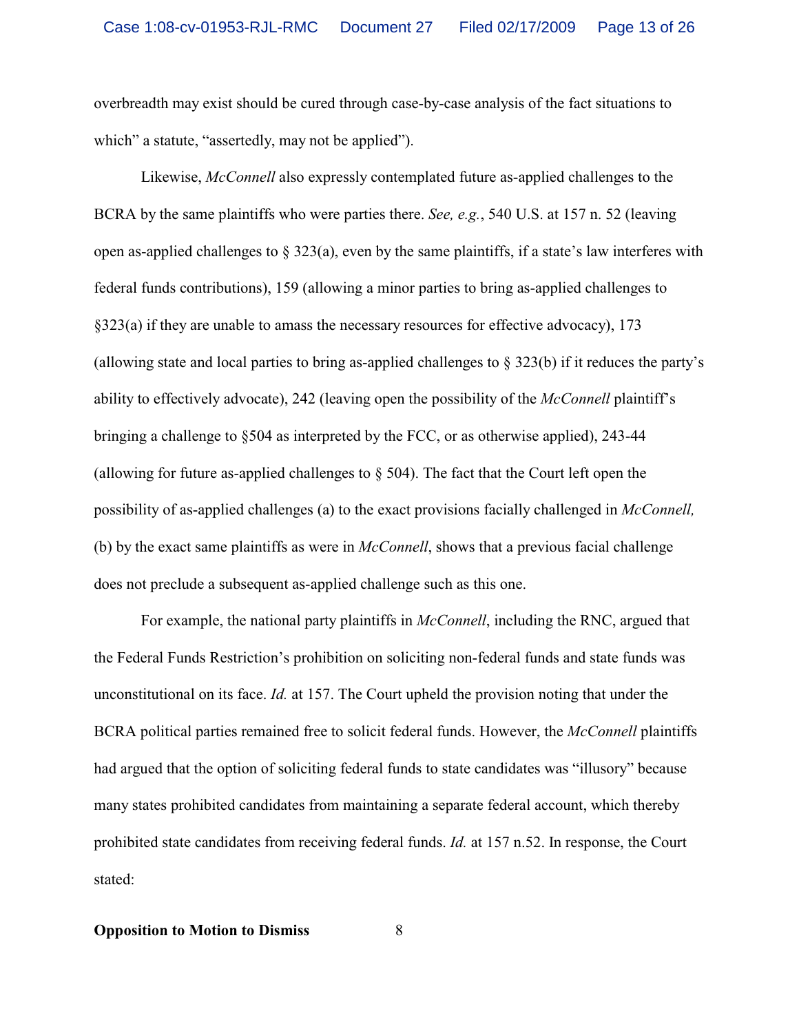overbreadth may exist should be cured through case-by-case analysis of the fact situations to which" a statute, "assertedly, may not be applied").

Likewise, *McConnell* also expressly contemplated future as-applied challenges to the BCRA by the same plaintiffs who were parties there. *See, e.g.*, 540 U.S. at 157 n. 52 (leaving open as-applied challenges to § 323(a), even by the same plaintiffs, if a state's law interferes with federal funds contributions), 159 (allowing a minor parties to bring as-applied challenges to §323(a) if they are unable to amass the necessary resources for effective advocacy), 173 (allowing state and local parties to bring as-applied challenges to § 323(b) if it reduces the party's ability to effectively advocate), 242 (leaving open the possibility of the *McConnell* plaintiff's bringing a challenge to §504 as interpreted by the FCC, or as otherwise applied), 243-44 (allowing for future as-applied challenges to § 504). The fact that the Court left open the possibility of as-applied challenges (a) to the exact provisions facially challenged in *McConnell,* (b) by the exact same plaintiffs as were in *McConnell*, shows that a previous facial challenge does not preclude a subsequent as-applied challenge such as this one.

For example, the national party plaintiffs in *McConnell*, including the RNC, argued that the Federal Funds Restriction's prohibition on soliciting non-federal funds and state funds was unconstitutional on its face. *Id.* at 157. The Court upheld the provision noting that under the BCRA political parties remained free to solicit federal funds. However, the *McConnell* plaintiffs had argued that the option of soliciting federal funds to state candidates was "illusory" because many states prohibited candidates from maintaining a separate federal account, which thereby prohibited state candidates from receiving federal funds. *Id.* at 157 n.52. In response, the Court stated:

**Opposition to Motion to Dismiss** 8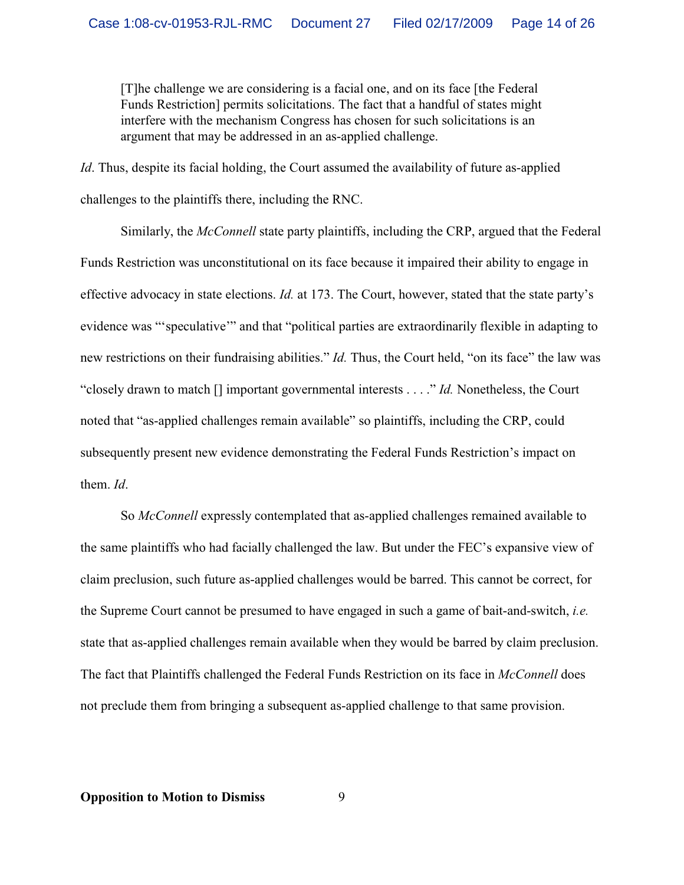> [T]he challenge we are considering is a facial one, and on its face [the Federal Funds Restriction] permits solicitations. The fact that a handful of states might interfere with the mechanism Congress has chosen for such solicitations is an argument that may be addressed in an as-applied challenge.

*Id*. Thus, despite its facial holding, the Court assumed the availability of future as-applied challenges to the plaintiffs there, including the RNC.

Similarly, the *McConnell* state party plaintiffs, including the CRP, argued that the Federal Funds Restriction was unconstitutional on its face because it impaired their ability to engage in effective advocacy in state elections. *Id.* at 173. The Court, however, stated that the state party's evidence was "'speculative'" and that "political parties are extraordinarily flexible in adapting to new restrictions on their fundraising abilities." *Id.* Thus, the Court held, "on its face" the law was "closely drawn to match [] important governmental interests . . . ." *Id.* Nonetheless, the Court noted that "as-applied challenges remain available" so plaintiffs, including the CRP, could subsequently present new evidence demonstrating the Federal Funds Restriction's impact on them. *Id*.

So *McConnell* expressly contemplated that as-applied challenges remained available to the same plaintiffs who had facially challenged the law. But under the FEC's expansive view of claim preclusion, such future as-applied challenges would be barred. This cannot be correct, for the Supreme Court cannot be presumed to have engaged in such a game of bait-and-switch, *i.e.* state that as-applied challenges remain available when they would be barred by claim preclusion. The fact that Plaintiffs challenged the Federal Funds Restriction on its face in *McConnell* does not preclude them from bringing a subsequent as-applied challenge to that same provision.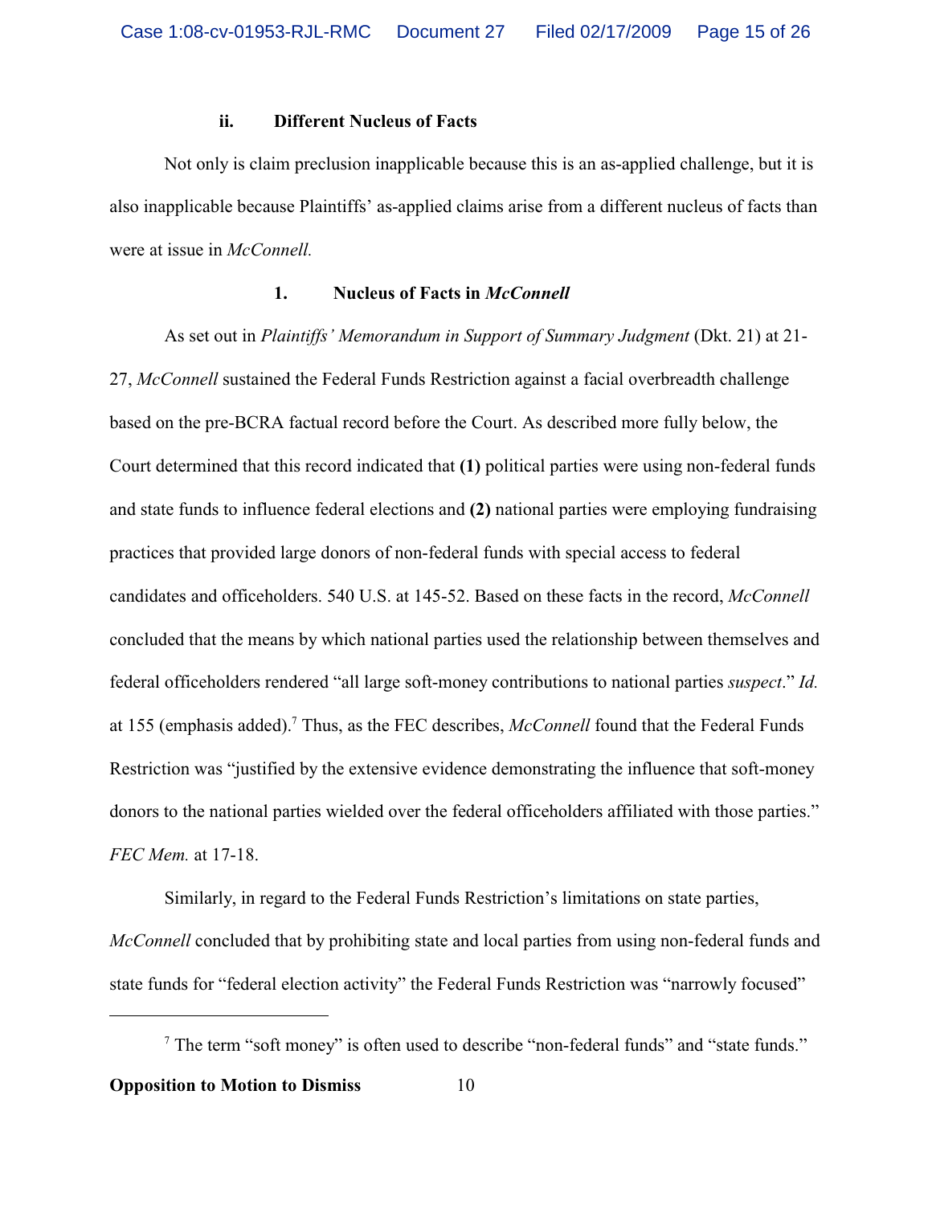### ii. Different Nucleus of Facts

Not only is claim preclusion inapplicable because this is an as-applied challenge, but it is also inapplicable because Plaintiffs' as-applied claims arise from a different nucleus of facts than were at issue in *McConnell.*

#### 1. Nucleus of Facts in *McConnell*

As set out in *Plaintiffs' Memorandum in Support of Summary Judgment* (Dkt. 21) at 21-27, *McConnell* sustained the Federal Funds Restriction against a facial overbreadth challenge based on the pre-BCRA factual record before the Court. As described more fully below, the Court determined that this record indicated that **(1)** political parties were using non-federal funds and state funds to influence federal elections and **(2)** national parties were employing fundraising practices that provided large donors of non-federal funds with special access to federal candidates and officeholders. 540 U.S. at 145-52. Based on these facts in the record, *McConnell* concluded that the means by which national parties used the relationship between themselves and federal officeholders rendered "all large soft-money contributions to national parties *suspect*." *Id.* at 155 (emphasis added).[7] Thus, as the FEC describes, *McConnell* found that the Federal Funds Restriction was "justified by the extensive evidence demonstrating the influence that soft-money donors to the national parties wielded over the federal officeholders affiliated with those parties." *FEC Mem.* at 17-18.

Similarly, in regard to the Federal Funds Restriction's limitations on state parties, *McConnell* concluded that by prohibiting state and local parties from using non-federal funds and state funds for "federal election activity" the Federal Funds Restriction was "narrowly focused"

---

[7] The term "soft money" is often used to describe "non-federal funds" and "state funds."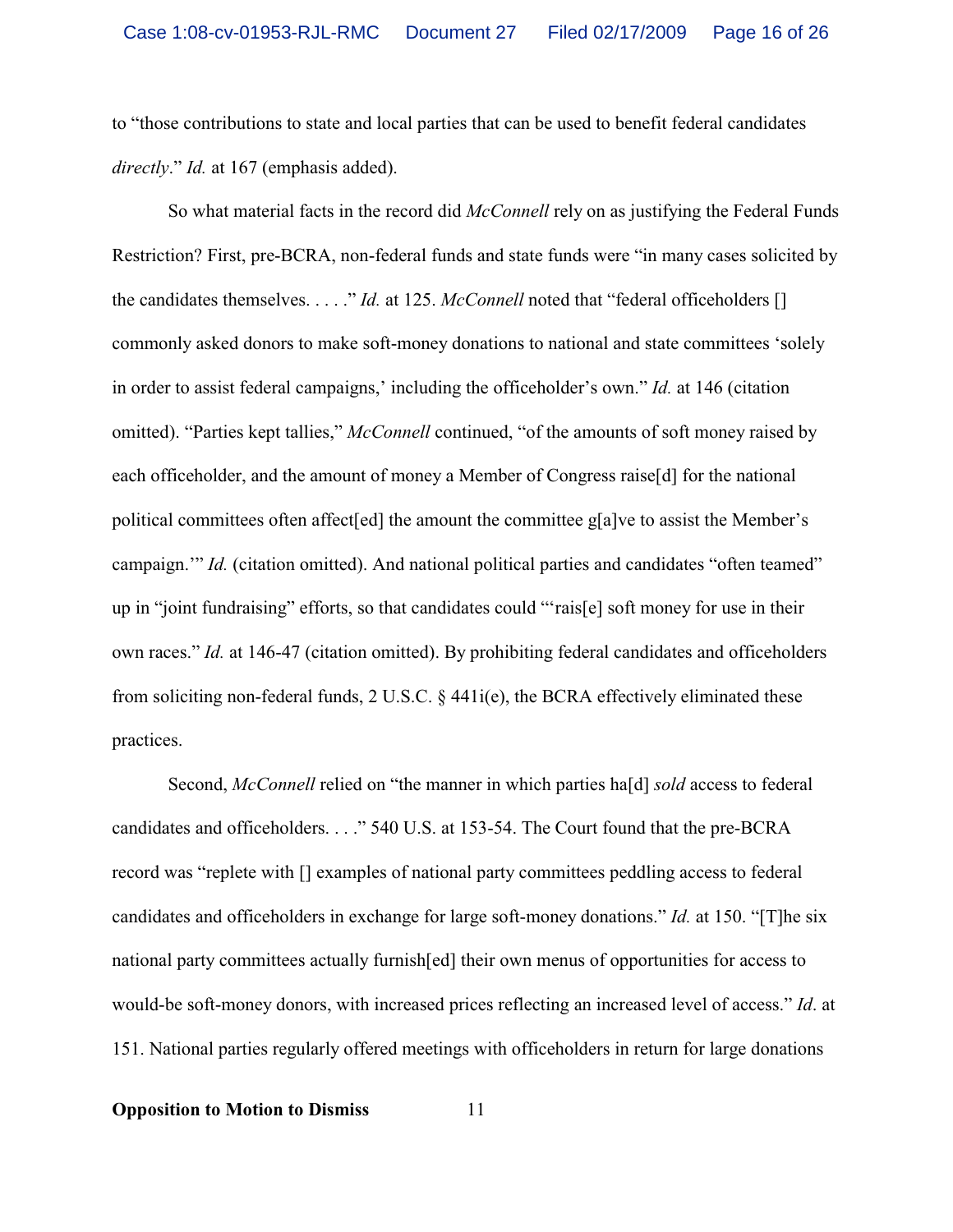to "those contributions to state and local parties that can be used to benefit federal candidates *directly*." *Id.* at 167 (emphasis added).

So what material facts in the record did *McConnell* rely on as justifying the Federal Funds Restriction? First, pre-BCRA, non-federal funds and state funds were "in many cases solicited by the candidates themselves. . . . ." *Id.* at 125. *McConnell* noted that "federal officeholders [] commonly asked donors to make soft-money donations to national and state committees 'solely in order to assist federal campaigns,' including the officeholder's own." *Id.* at 146 (citation omitted). "Parties kept tallies," *McConnell* continued, "of the amounts of soft money raised by each officeholder, and the amount of money a Member of Congress raise[d] for the national political committees often affect[ed] the amount the committee g[a]ve to assist the Member's campaign.'" *Id.* (citation omitted). And national political parties and candidates "often teamed" up in "joint fundraising" efforts, so that candidates could "'rais[e] soft money for use in their own races." *Id.* at 146-47 (citation omitted). By prohibiting federal candidates and officeholders from soliciting non-federal funds, 2 U.S.C. § 441i(e), the BCRA effectively eliminated these practices.

Second, *McConnell* relied on "the manner in which parties ha[d] *sold* access to federal candidates and officeholders. . . ." 540 U.S. at 153-54. The Court found that the pre-BCRA record was "replete with [] examples of national party committees peddling access to federal candidates and officeholders in exchange for large soft-money donations." *Id.* at 150. "[T]he six national party committees actually furnish[ed] their own menus of opportunities for access to would-be soft-money donors, with increased prices reflecting an increased level of access." *Id*. at 151. National parties regularly offered meetings with officeholders in return for large donations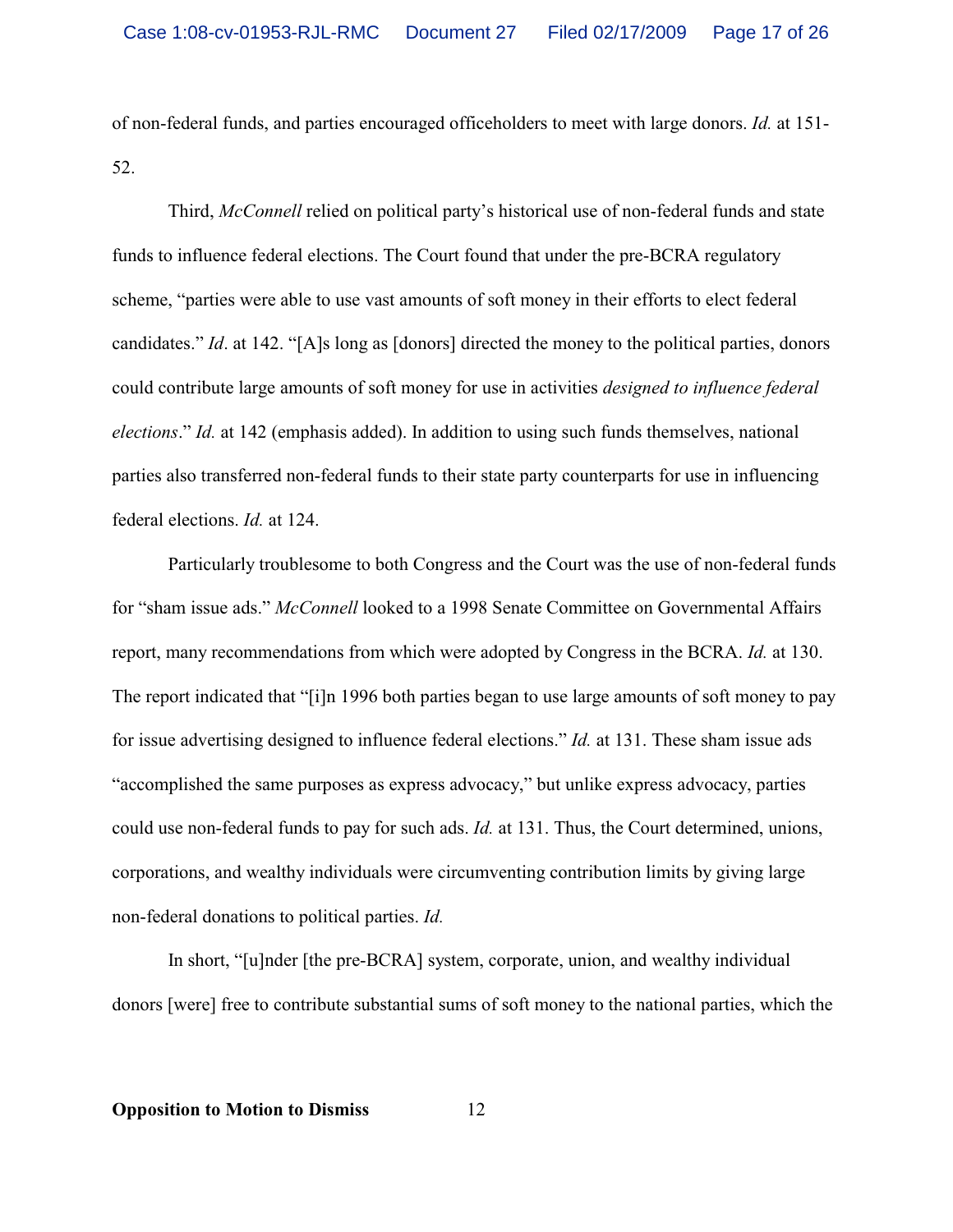of non-federal funds, and parties encouraged officeholders to meet with large donors. *Id.* at 151-52.

Third, *McConnell* relied on political party's historical use of non-federal funds and state funds to influence federal elections. The Court found that under the pre-BCRA regulatory scheme, "parties were able to use vast amounts of soft money in their efforts to elect federal candidates." *Id*. at 142. "[A]s long as [donors] directed the money to the political parties, donors could contribute large amounts of soft money for use in activities *designed to influence federal elections*." *Id.* at 142 (emphasis added). In addition to using such funds themselves, national parties also transferred non-federal funds to their state party counterparts for use in influencing federal elections. *Id.* at 124.

Particularly troublesome to both Congress and the Court was the use of non-federal funds for "sham issue ads." *McConnell* looked to a 1998 Senate Committee on Governmental Affairs report, many recommendations from which were adopted by Congress in the BCRA. *Id.* at 130. The report indicated that "[i]n 1996 both parties began to use large amounts of soft money to pay for issue advertising designed to influence federal elections." *Id.* at 131. These sham issue ads "accomplished the same purposes as express advocacy," but unlike express advocacy, parties could use non-federal funds to pay for such ads. *Id.* at 131. Thus, the Court determined, unions, corporations, and wealthy individuals were circumventing contribution limits by giving large non-federal donations to political parties. *Id.*

In short, "[u]nder [the pre-BCRA] system, corporate, union, and wealthy individual donors [were] free to contribute substantial sums of soft money to the national parties, which the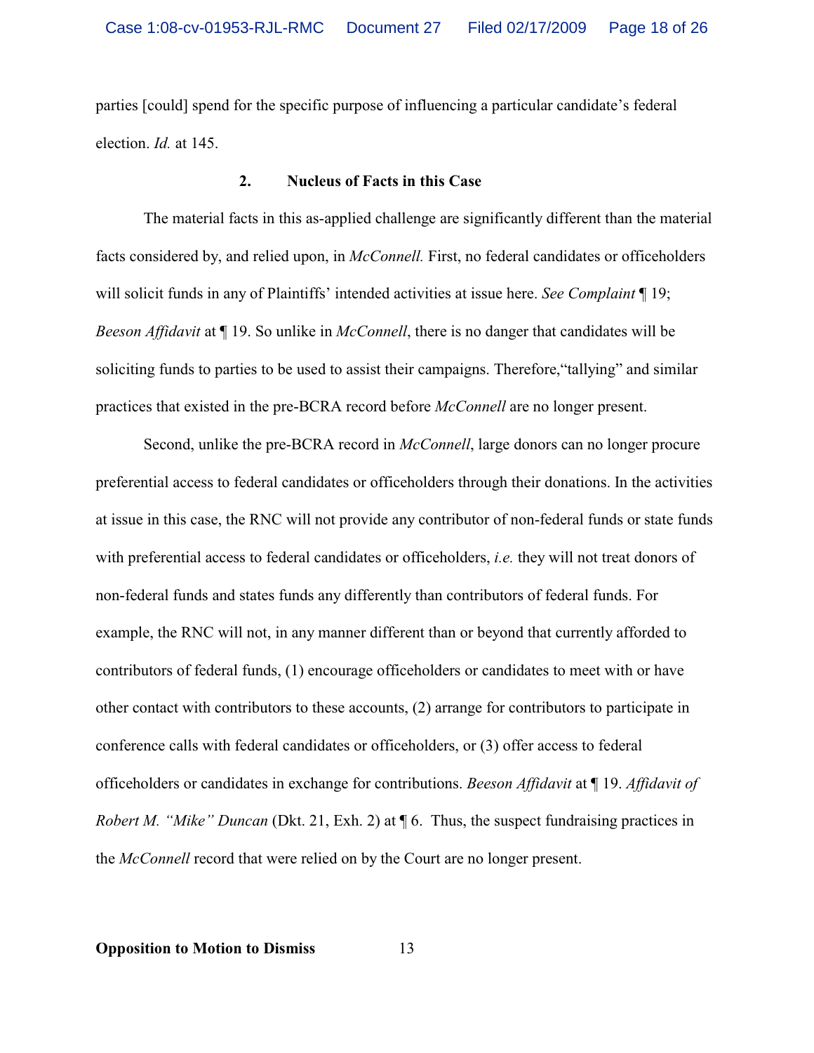parties [could] spend for the specific purpose of influencing a particular candidate's federal election. *Id.* at 145.

### 2. Nucleus of Facts in this Case

The material facts in this as-applied challenge are significantly different than the material facts considered by, and relied upon, in *McConnell.* First, no federal candidates or officeholders will solicit funds in any of Plaintiffs' intended activities at issue here. *See Complaint* ¶ 19; *Beeson Affidavit* at ¶ 19. So unlike in *McConnell*, there is no danger that candidates will be soliciting funds to parties to be used to assist their campaigns. Therefore,"tallying" and similar practices that existed in the pre-BCRA record before *McConnell* are no longer present.

Second, unlike the pre-BCRA record in *McConnell*, large donors can no longer procure preferential access to federal candidates or officeholders through their donations. In the activities at issue in this case, the RNC will not provide any contributor of non-federal funds or state funds with preferential access to federal candidates or officeholders, *i.e.* they will not treat donors of non-federal funds and states funds any differently than contributors of federal funds. For example, the RNC will not, in any manner different than or beyond that currently afforded to contributors of federal funds, (1) encourage officeholders or candidates to meet with or have other contact with contributors to these accounts, (2) arrange for contributors to participate in conference calls with federal candidates or officeholders, or (3) offer access to federal officeholders or candidates in exchange for contributions. *Beeson Affidavit* at ¶ 19. *Affidavit of Robert M. "Mike" Duncan* (Dkt. 21, Exh. 2) at ¶ 6. Thus, the suspect fundraising practices in the *McConnell* record that were relied on by the Court are no longer present.

**Opposition to Motion to Dismiss**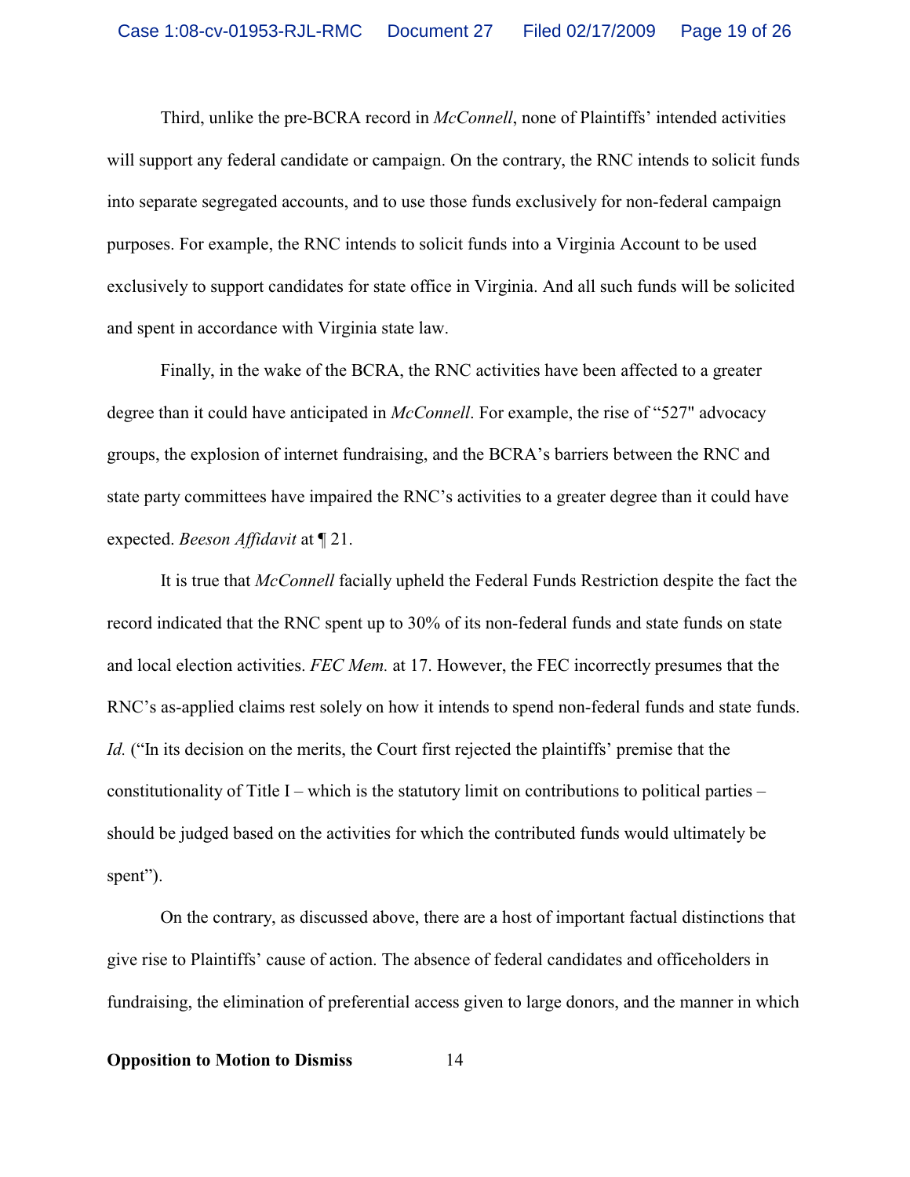Third, unlike the pre-BCRA record in *McConnell*, none of Plaintiffs' intended activities will support any federal candidate or campaign. On the contrary, the RNC intends to solicit funds into separate segregated accounts, and to use those funds exclusively for non-federal campaign purposes. For example, the RNC intends to solicit funds into a Virginia Account to be used exclusively to support candidates for state office in Virginia. And all such funds will be solicited and spent in accordance with Virginia state law.

Finally, in the wake of the BCRA, the RNC activities have been affected to a greater degree than it could have anticipated in *McConnell*. For example, the rise of "527" advocacy groups, the explosion of internet fundraising, and the BCRA's barriers between the RNC and state party committees have impaired the RNC's activities to a greater degree than it could have expected. *Beeson Affidavit* at ¶ 21.

It is true that *McConnell* facially upheld the Federal Funds Restriction despite the fact the record indicated that the RNC spent up to 30% of its non-federal funds and state funds on state and local election activities. *FEC Mem.* at 17. However, the FEC incorrectly presumes that the RNC's as-applied claims rest solely on how it intends to spend non-federal funds and state funds. *Id.* ("In its decision on the merits, the Court first rejected the plaintiffs' premise that the constitutionality of Title I – which is the statutory limit on contributions to political parties – should be judged based on the activities for which the contributed funds would ultimately be spent").

On the contrary, as discussed above, there are a host of important factual distinctions that give rise to Plaintiffs' cause of action. The absence of federal candidates and officeholders in fundraising, the elimination of preferential access given to large donors, and the manner in which

**Opposition to Motion to Dismiss**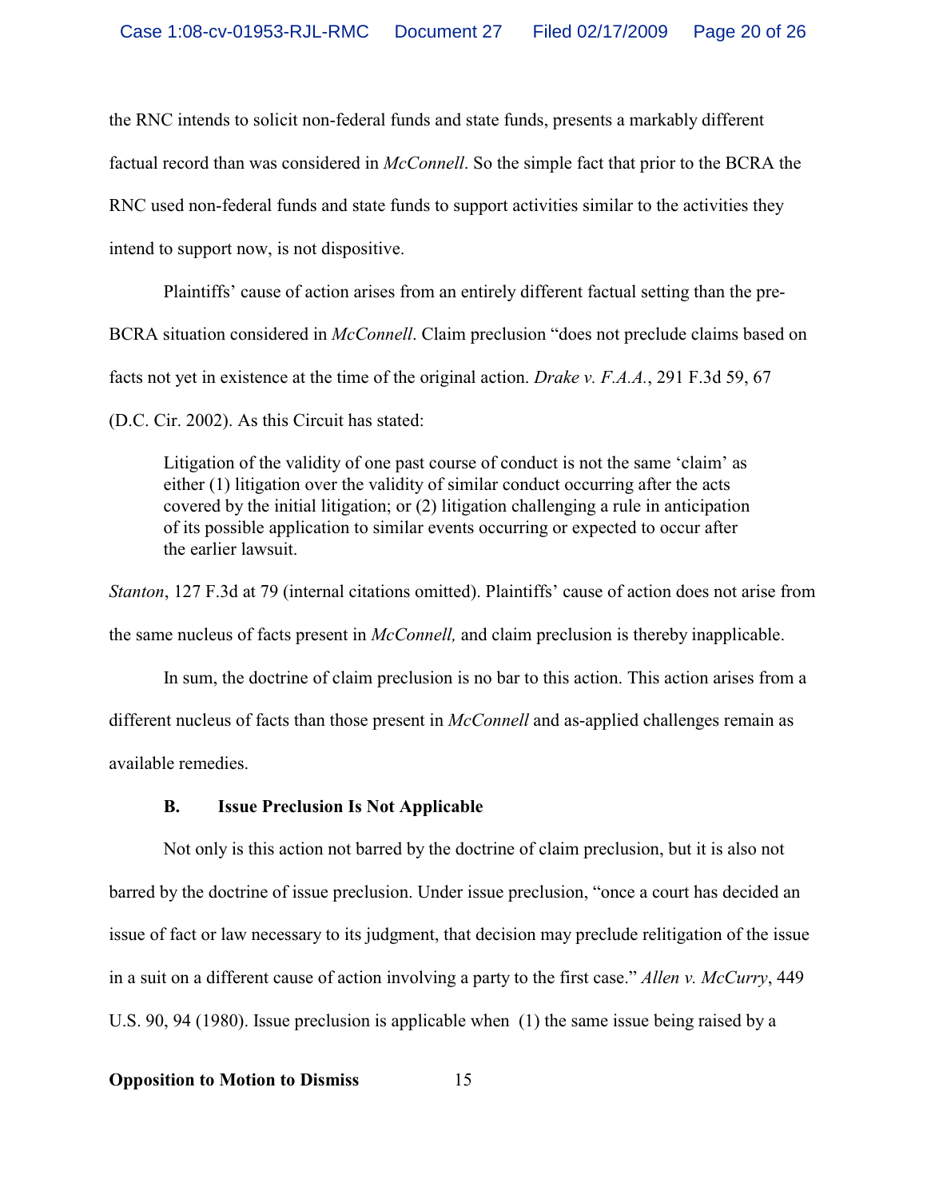the RNC intends to solicit non-federal funds and state funds, presents a markably different factual record than was considered in *McConnell*. So the simple fact that prior to the BCRA the RNC used non-federal funds and state funds to support activities similar to the activities they intend to support now, is not dispositive.

Plaintiffs' cause of action arises from an entirely different factual setting than the pre-BCRA situation considered in *McConnell*. Claim preclusion "does not preclude claims based on facts not yet in existence at the time of the original action. *Drake v. F.A.A.*, 291 F.3d 59, 67 (D.C. Cir. 2002). As this Circuit has stated:

> Litigation of the validity of one past course of conduct is not the same 'claim' as either (1) litigation over the validity of similar conduct occurring after the acts covered by the initial litigation; or (2) litigation challenging a rule in anticipation of its possible application to similar events occurring or expected to occur after the earlier lawsuit.

*Stanton*, 127 F.3d at 79 (internal citations omitted). Plaintiffs' cause of action does not arise from the same nucleus of facts present in *McConnell,* and claim preclusion is thereby inapplicable.

In sum, the doctrine of claim preclusion is no bar to this action. This action arises from a different nucleus of facts than those present in *McConnell* and as-applied challenges remain as available remedies.

### B. Issue Preclusion Is Not Applicable

Not only is this action not barred by the doctrine of claim preclusion, but it is also not barred by the doctrine of issue preclusion. Under issue preclusion, "once a court has decided an issue of fact or law necessary to its judgment, that decision may preclude relitigation of the issue in a suit on a different cause of action involving a party to the first case." *Allen v. McCurry*, 449 U.S. 90, 94 (1980). Issue preclusion is applicable when (1) the same issue being raised by a

**Opposition to Motion to Dismiss**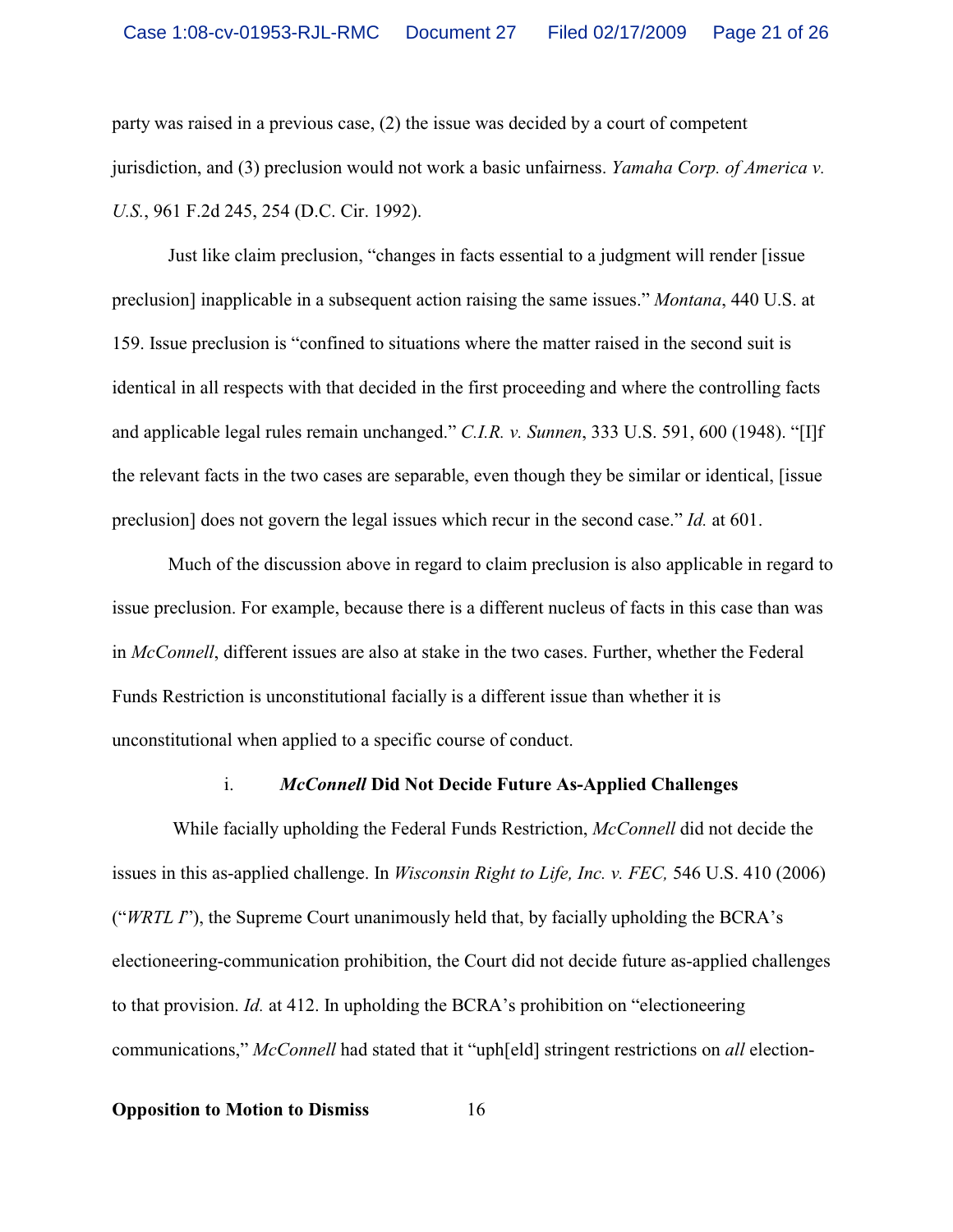party was raised in a previous case, (2) the issue was decided by a court of competent jurisdiction, and (3) preclusion would not work a basic unfairness. *Yamaha Corp. of America v. U.S.*, 961 F.2d 245, 254 (D.C. Cir. 1992).

Just like claim preclusion, "changes in facts essential to a judgment will render [issue preclusion] inapplicable in a subsequent action raising the same issues." *Montana*, 440 U.S. at 159. Issue preclusion is "confined to situations where the matter raised in the second suit is identical in all respects with that decided in the first proceeding and where the controlling facts and applicable legal rules remain unchanged." *C.I.R. v. Sunnen*, 333 U.S. 591, 600 (1948). "[I]f the relevant facts in the two cases are separable, even though they be similar or identical, [issue preclusion] does not govern the legal issues which recur in the second case." *Id.* at 601.

Much of the discussion above in regard to claim preclusion is also applicable in regard to issue preclusion. For example, because there is a different nucleus of facts in this case than was in *McConnell*, different issues are also at stake in the two cases. Further, whether the Federal Funds Restriction is unconstitutional facially is a different issue than whether it is unconstitutional when applied to a specific course of conduct.

i. ***McConnell* Did Not Decide Future As-Applied Challenges**

While facially upholding the Federal Funds Restriction, *McConnell* did not decide the issues in this as-applied challenge. In *Wisconsin Right to Life, Inc. v. FEC,* 546 U.S. 410 (2006) ("*WRTL I*"), the Supreme Court unanimously held that, by facially upholding the BCRA's electioneering-communication prohibition, the Court did not decide future as-applied challenges to that provision. *Id.* at 412. In upholding the BCRA's prohibition on "electioneering communications," *McConnell* had stated that it "uph[eld] stringent restrictions on *all* election-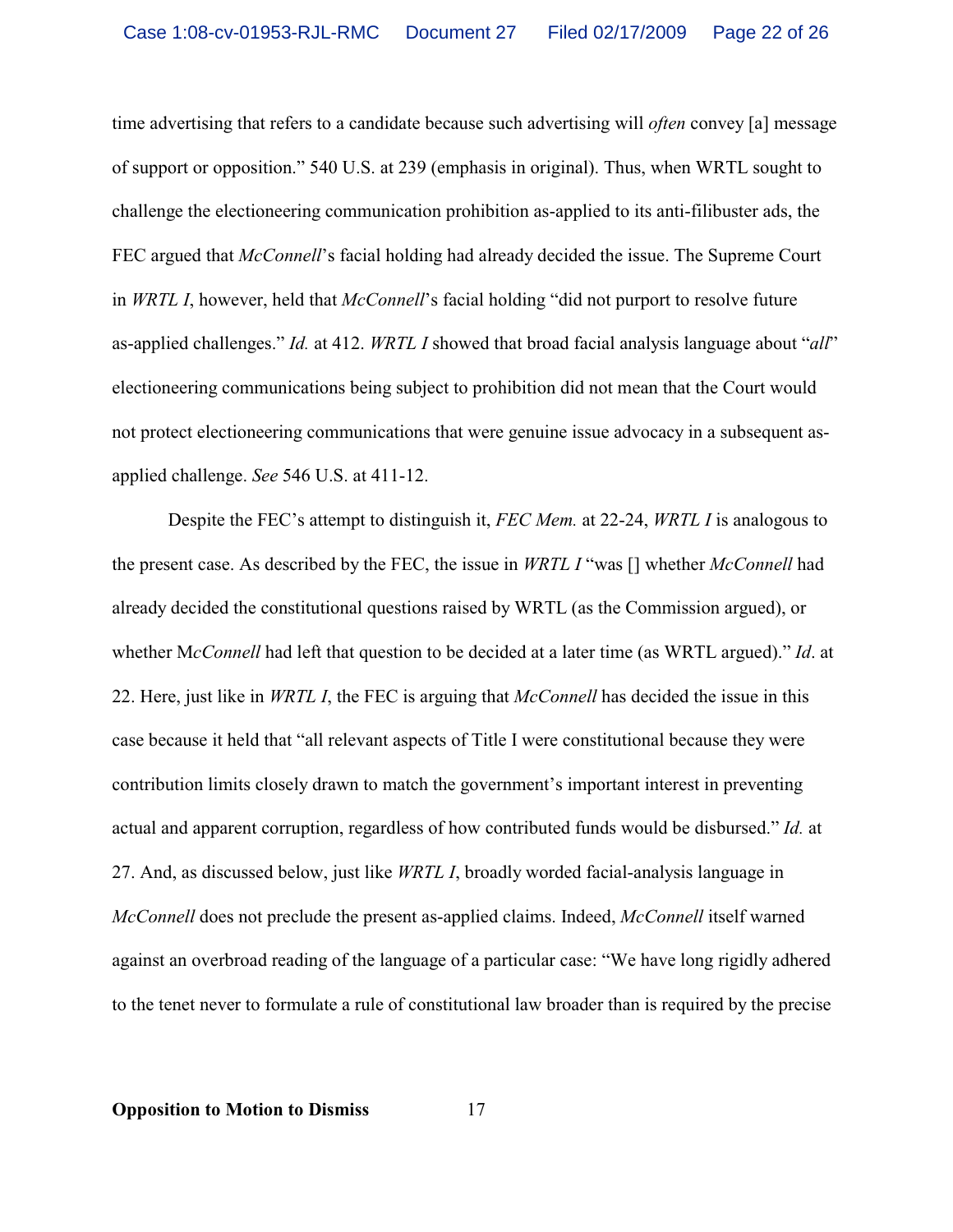time advertising that refers to a candidate because such advertising will *often* convey [a] message of support or opposition." 540 U.S. at 239 (emphasis in original). Thus, when WRTL sought to challenge the electioneering communication prohibition as-applied to its anti-filibuster ads, the FEC argued that *McConnell*'s facial holding had already decided the issue. The Supreme Court in *WRTL I*, however, held that *McConnell*'s facial holding "did not purport to resolve future as-applied challenges." *Id.* at 412. *WRTL I* showed that broad facial analysis language about "*all*" electioneering communications being subject to prohibition did not mean that the Court would not protect electioneering communications that were genuine issue advocacy in a subsequent as-applied challenge. *See* 546 U.S. at 411-12.

Despite the FEC's attempt to distinguish it, *FEC Mem.* at 22-24, *WRTL I* is analogous to the present case. As described by the FEC, the issue in *WRTL I* "was [] whether *McConnell* had already decided the constitutional questions raised by WRTL (as the Commission argued), or whether M*cConnell* had left that question to be decided at a later time (as WRTL argued)." *Id*. at 22. Here, just like in *WRTL I*, the FEC is arguing that *McConnell* has decided the issue in this case because it held that "all relevant aspects of Title I were constitutional because they were contribution limits closely drawn to match the government's important interest in preventing actual and apparent corruption, regardless of how contributed funds would be disbursed." *Id.* at 27. And, as discussed below, just like *WRTL I*, broadly worded facial-analysis language in *McConnell* does not preclude the present as-applied claims. Indeed, *McConnell* itself warned against an overbroad reading of the language of a particular case: "We have long rigidly adhered to the tenet never to formulate a rule of constitutional law broader than is required by the precise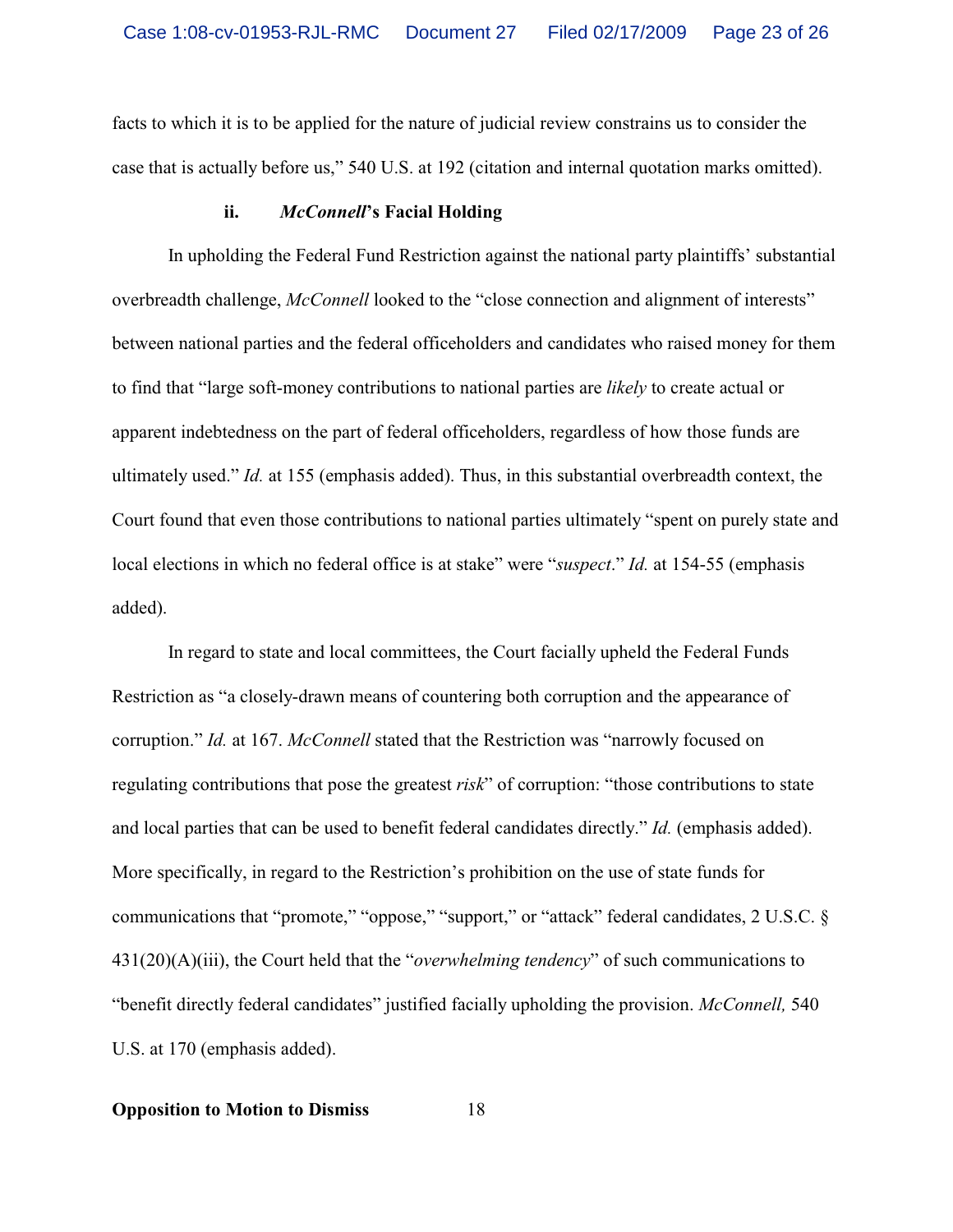facts to which it is to be applied for the nature of judicial review constrains us to consider the case that is actually before us," 540 U.S. at 192 (citation and internal quotation marks omitted).

### ii. *McConnell*'s Facial Holding

In upholding the Federal Fund Restriction against the national party plaintiffs' substantial overbreadth challenge, *McConnell* looked to the "close connection and alignment of interests" between national parties and the federal officeholders and candidates who raised money for them to find that "large soft-money contributions to national parties are *likely* to create actual or apparent indebtedness on the part of federal officeholders, regardless of how those funds are ultimately used." *Id.* at 155 (emphasis added). Thus, in this substantial overbreadth context, the Court found that even those contributions to national parties ultimately "spent on purely state and local elections in which no federal office is at stake" were "*suspect*." *Id.* at 154-55 (emphasis added).

In regard to state and local committees, the Court facially upheld the Federal Funds Restriction as "a closely-drawn means of countering both corruption and the appearance of corruption." *Id.* at 167. *McConnell* stated that the Restriction was "narrowly focused on regulating contributions that pose the greatest *risk*" of corruption: "those contributions to state and local parties that can be used to benefit federal candidates directly." *Id.* (emphasis added). More specifically, in regard to the Restriction's prohibition on the use of state funds for communications that "promote," "oppose," "support," or "attack" federal candidates, 2 U.S.C. § 431(20)(A)(iii), the Court held that the "*overwhelming tendency*" of such communications to "benefit directly federal candidates" justified facially upholding the provision. *McConnell,* 540 U.S. at 170 (emphasis added).

**Opposition to Motion to Dismiss**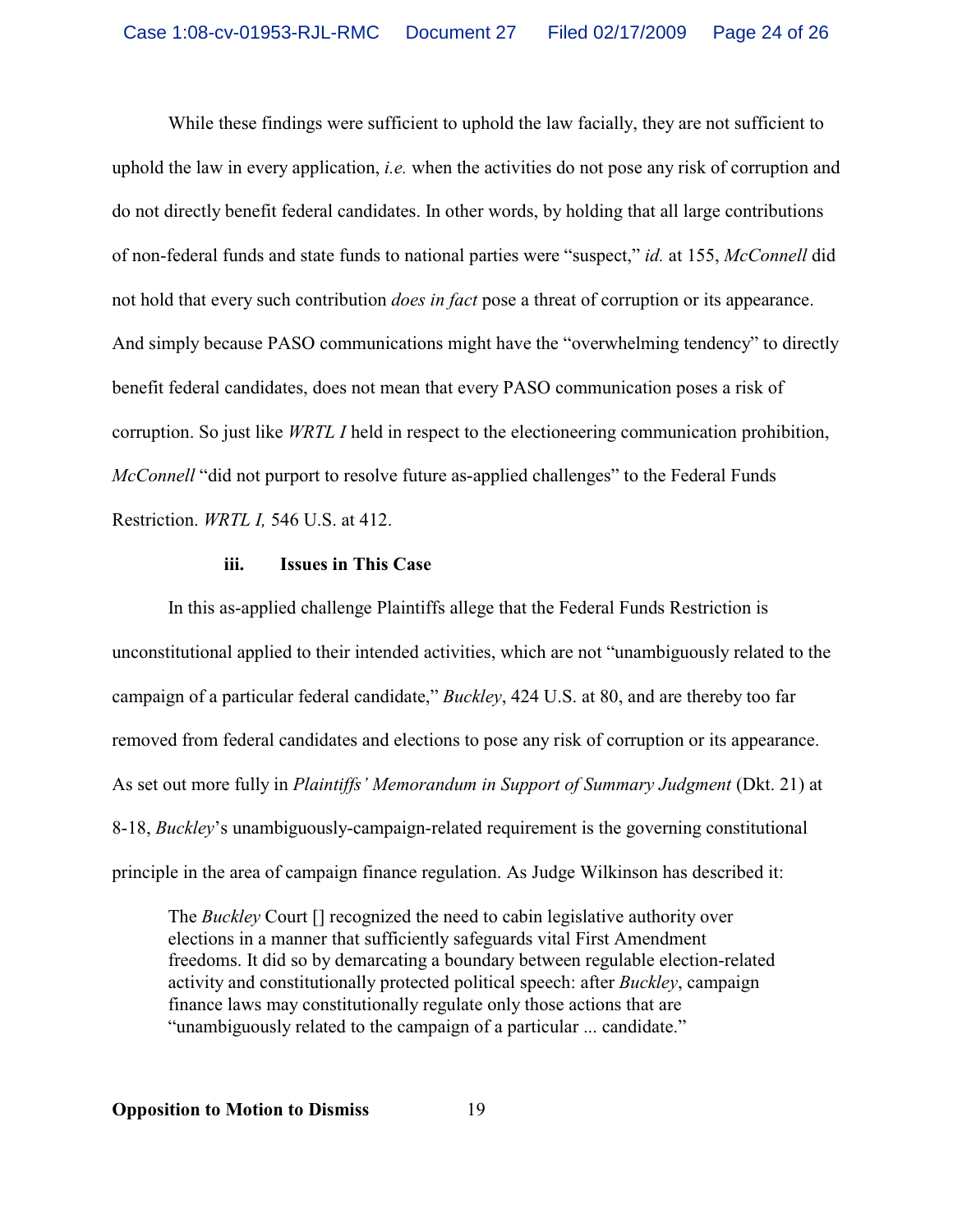While these findings were sufficient to uphold the law facially, they are not sufficient to uphold the law in every application, *i.e.* when the activities do not pose any risk of corruption and do not directly benefit federal candidates. In other words, by holding that all large contributions of non-federal funds and state funds to national parties were "suspect," *id.* at 155, *McConnell* did not hold that every such contribution *does in fact* pose a threat of corruption or its appearance. And simply because PASO communications might have the "overwhelming tendency" to directly benefit federal candidates, does not mean that every PASO communication poses a risk of corruption. So just like *WRTL I* held in respect to the electioneering communication prohibition, *McConnell* "did not purport to resolve future as-applied challenges" to the Federal Funds Restriction. *WRTL I,* 546 U.S. at 412.

### iii. Issues in This Case

In this as-applied challenge Plaintiffs allege that the Federal Funds Restriction is unconstitutional applied to their intended activities, which are not "unambiguously related to the campaign of a particular federal candidate," *Buckley*, 424 U.S. at 80, and are thereby too far removed from federal candidates and elections to pose any risk of corruption or its appearance. As set out more fully in *Plaintiffs' Memorandum in Support of Summary Judgment* (Dkt. 21) at 8-18, *Buckley*'s unambiguously-campaign-related requirement is the governing constitutional principle in the area of campaign finance regulation. As Judge Wilkinson has described it:

> The *Buckley* Court [] recognized the need to cabin legislative authority over elections in a manner that sufficiently safeguards vital First Amendment freedoms. It did so by demarcating a boundary between regulable election-related activity and constitutionally protected political speech: after *Buckley*, campaign finance laws may constitutionally regulate only those actions that are "unambiguously related to the campaign of a particular ... candidate."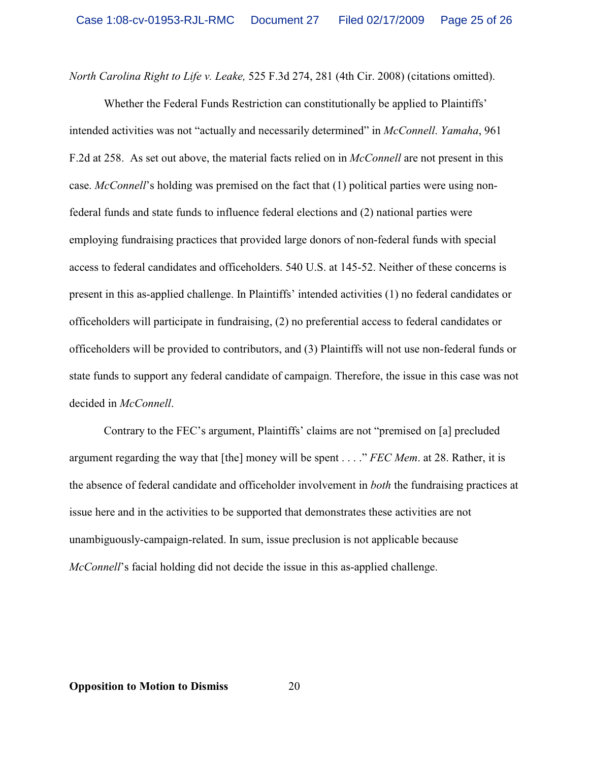*North Carolina Right to Life v. Leake,* 525 F.3d 274, 281 (4th Cir. 2008) (citations omitted).

Whether the Federal Funds Restriction can constitutionally be applied to Plaintiffs' intended activities was not "actually and necessarily determined" in *McConnell*. *Yamaha*, 961 F.2d at 258. As set out above, the material facts relied on in *McConnell* are not present in this case. *McConnell*'s holding was premised on the fact that (1) political parties were using non-federal funds and state funds to influence federal elections and (2) national parties were employing fundraising practices that provided large donors of non-federal funds with special access to federal candidates and officeholders. 540 U.S. at 145-52. Neither of these concerns is present in this as-applied challenge. In Plaintiffs' intended activities (1) no federal candidates or officeholders will participate in fundraising, (2) no preferential access to federal candidates or officeholders will be provided to contributors, and (3) Plaintiffs will not use non-federal funds or state funds to support any federal candidate of campaign. Therefore, the issue in this case was not decided in *McConnell*.

Contrary to the FEC's argument, Plaintiffs' claims are not "premised on [a] precluded argument regarding the way that [the] money will be spent . . . ." *FEC Mem*. at 28. Rather, it is the absence of federal candidate and officeholder involvement in *both* the fundraising practices at issue here and in the activities to be supported that demonstrates these activities are not unambiguously-campaign-related. In sum, issue preclusion is not applicable because *McConnell*'s facial holding did not decide the issue in this as-applied challenge.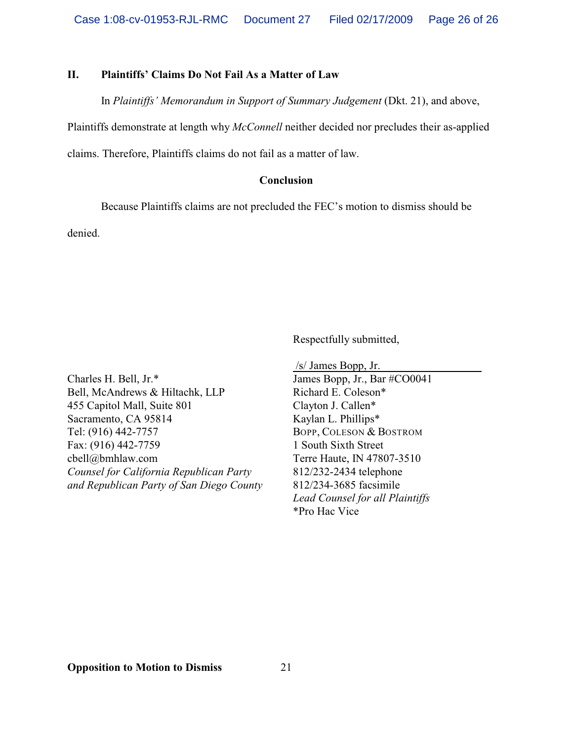## II. Plaintiffs' Claims Do Not Fail As a Matter of Law

In *Plaintiffs' Memorandum in Support of Summary Judgement* (Dkt. 21), and above, Plaintiffs demonstrate at length why *McConnell* neither decided nor precludes their as-applied claims. Therefore, Plaintiffs claims do not fail as a matter of law.

### Conclusion

Because Plaintiffs claims are not precluded the FEC's motion to dismiss should be denied.

Respectfully submitted,

/s/ James Bopp, Jr.
James Bopp, Jr., Bar #CO0041
Richard E. Coleson*
Clayton J. Callen*
Kaylan L. Phillips*
BOPP, COLESON & BOSTROM
1 South Sixth Street
Terre Haute, IN 47807-3510
812/232-2434 telephone
812/234-3685 facsimile
*Lead Counsel for all Plaintiffs*
*Pro Hac Vice

Charles H. Bell, Jr.*
Bell, McAndrews & Hiltachk, LLP
455 Capitol Mall, Suite 801
Sacramento, CA 95814
Tel: (916) 442-7757
Fax: (916) 442-7759
cbell@bmhlaw.com
*Counsel for California Republican Party and Republican Party of San Diego County*

**Opposition to Motion to Dismiss**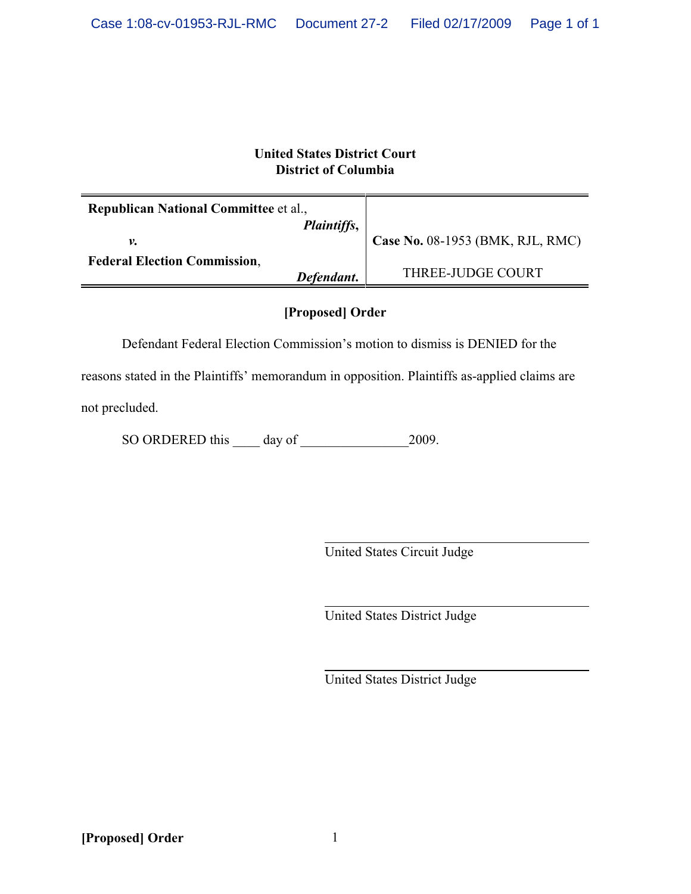**United States District Court**
**District of Columbia**

| | |
|---|---|
| **Republican National Committee** et al., *Plaintiffs*, *v.* **Federal Election Commission**, *Defendant*. | **Case No.** 08-1953 (BMK, RJL, RMC) THREE-JUDGE COURT |

**[Proposed] Order**

Defendant Federal Election Commission's motion to dismiss is DENIED for the reasons stated in the Plaintiffs' memorandum in opposition. Plaintiffs as-applied claims are not precluded.

SO ORDERED this ____ day of ________________2009.

______________________________
United States Circuit Judge

______________________________
United States District Judge

______________________________
United States District Judge